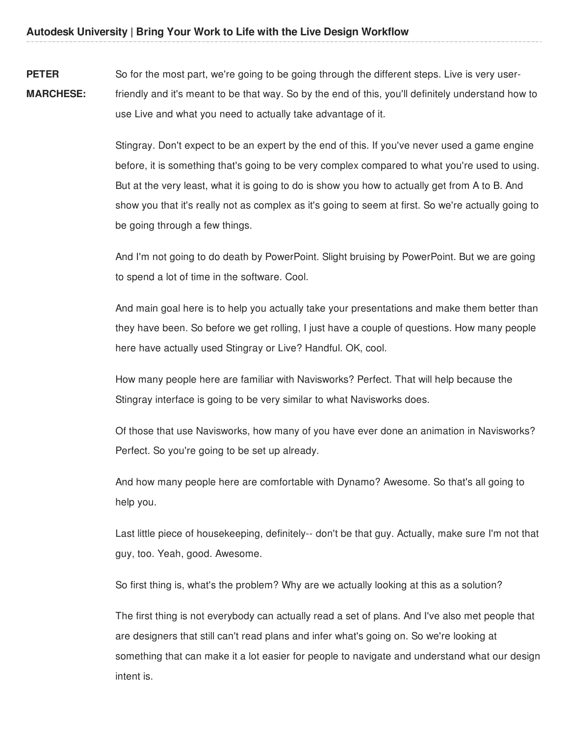**PETER MARCHESE:** So for the most part, we're going to be going through the different steps. Live is very user-friendly and it's meant to be that way. So by the end of this, you'll definitely understand how to use Live and what you need to actually take advantage of it.

Stingray. Don't expect to be an expert by the end of this. If you've never used a game engine before, it is something that's going to be very complex compared to what you're used to using. But at the very least, what it is going to do is show you how to actually get from A to B. And show you that it's really not as complex as it's going to seem at first. So we're actually going to be going through a few things.

And I'm not going to do death by PowerPoint. Slight bruising by PowerPoint. But we are going to spend a lot of time in the software. Cool.

And main goal here is to help you actually take your presentations and make them better than they have been. So before we get rolling, I just have a couple of questions. How many people here have actually used Stingray or Live? Handful. OK, cool.

How many people here are familiar with Navisworks? Perfect. That will help because the Stingray interface is going to be very similar to what Navisworks does.

Of those that use Navisworks, how many of you have ever done an animation in Navisworks? Perfect. So you're going to be set up already.

And how many people here are comfortable with Dynamo? Awesome. So that's all going to help you.

Last little piece of housekeeping, definitely-- don't be that guy. Actually, make sure I'm not that guy, too. Yeah, good. Awesome.

So first thing is, what's the problem? Why are we actually looking at this as a solution?

The first thing is not everybody can actually read a set of plans. And I've also met people that are designers that still can't read plans and infer what's going on. So we're looking at something that can make it a lot easier for people to navigate and understand what our design intent is.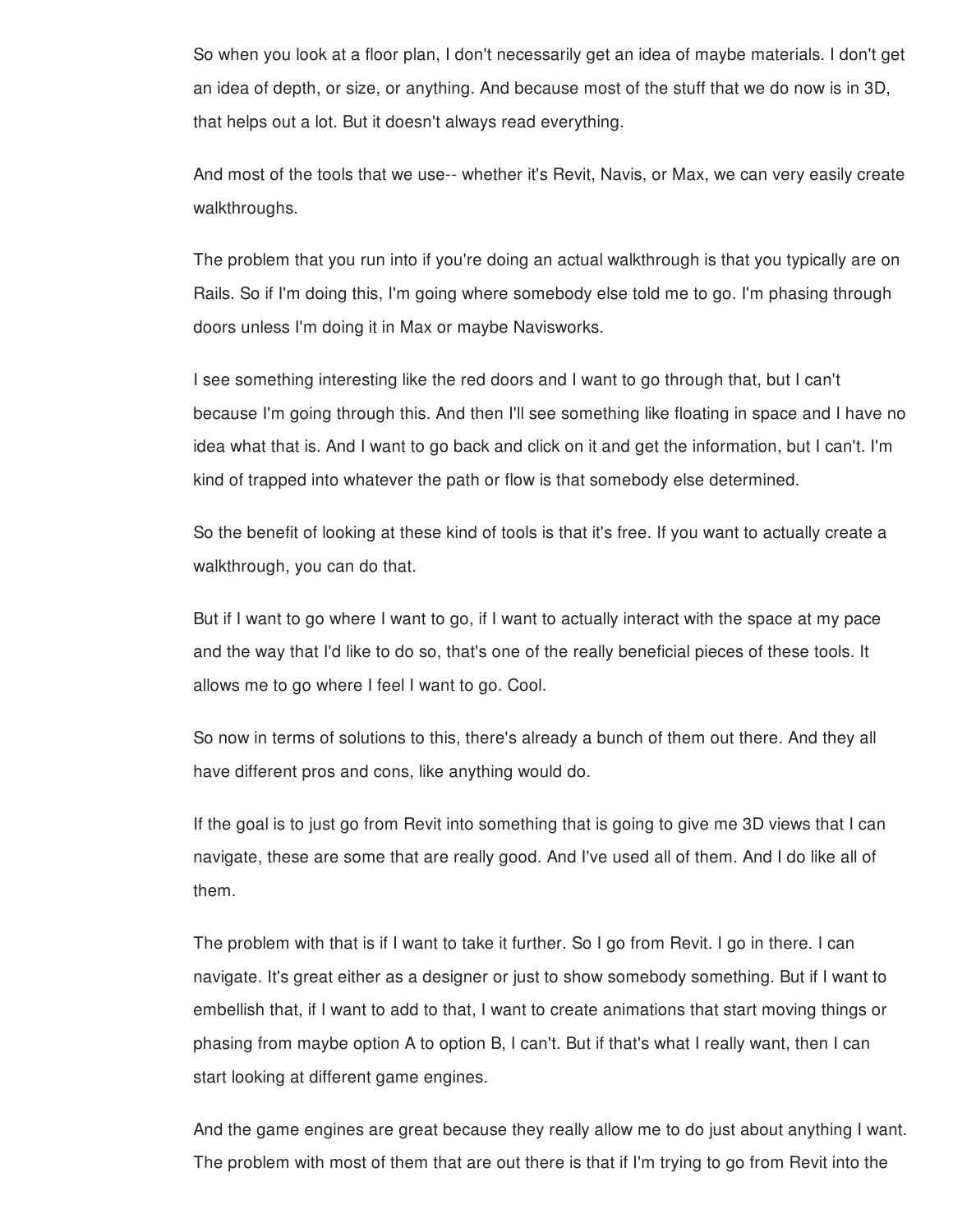So when you look at a floor plan, I don't necessarily get an idea of maybe materials. I don't get an idea of depth, or size, or anything. And because most of the stuff that we do now is in 3D, that helps out a lot. But it doesn't always read everything.

And most of the tools that we use-- whether it's Revit, Navis, or Max, we can very easily create walkthroughs.

The problem that you run into if you're doing an actual walkthrough is that you typically are on Rails. So if I'm doing this, I'm going where somebody else told me to go. I'm phasing through doors unless I'm doing it in Max or maybe Navisworks.

I see something interesting like the red doors and I want to go through that, but I can't because I'm going through this. And then I'll see something like floating in space and I have no idea what that is. And I want to go back and click on it and get the information, but I can't. I'm kind of trapped into whatever the path or flow is that somebody else determined.

So the benefit of looking at these kind of tools is that it's free. If you want to actually create a walkthrough, you can do that.

But if I want to go where I want to go, if I want to actually interact with the space at my pace and the way that I'd like to do so, that's one of the really beneficial pieces of these tools. It allows me to go where I feel I want to go. Cool.

So now in terms of solutions to this, there's already a bunch of them out there. And they all have different pros and cons, like anything would do.

If the goal is to just go from Revit into something that is going to give me 3D views that I can navigate, these are some that are really good. And I've used all of them. And I do like all of them.

The problem with that is if I want to take it further. So I go from Revit. I go in there. I can navigate. It's great either as a designer or just to show somebody something. But if I want to embellish that, if I want to add to that, I want to create animations that start moving things or phasing from maybe option A to option B, I can't. But if that's what I really want, then I can start looking at different game engines.

And the game engines are great because they really allow me to do just about anything I want. The problem with most of them that are out there is that if I'm trying to go from Revit into the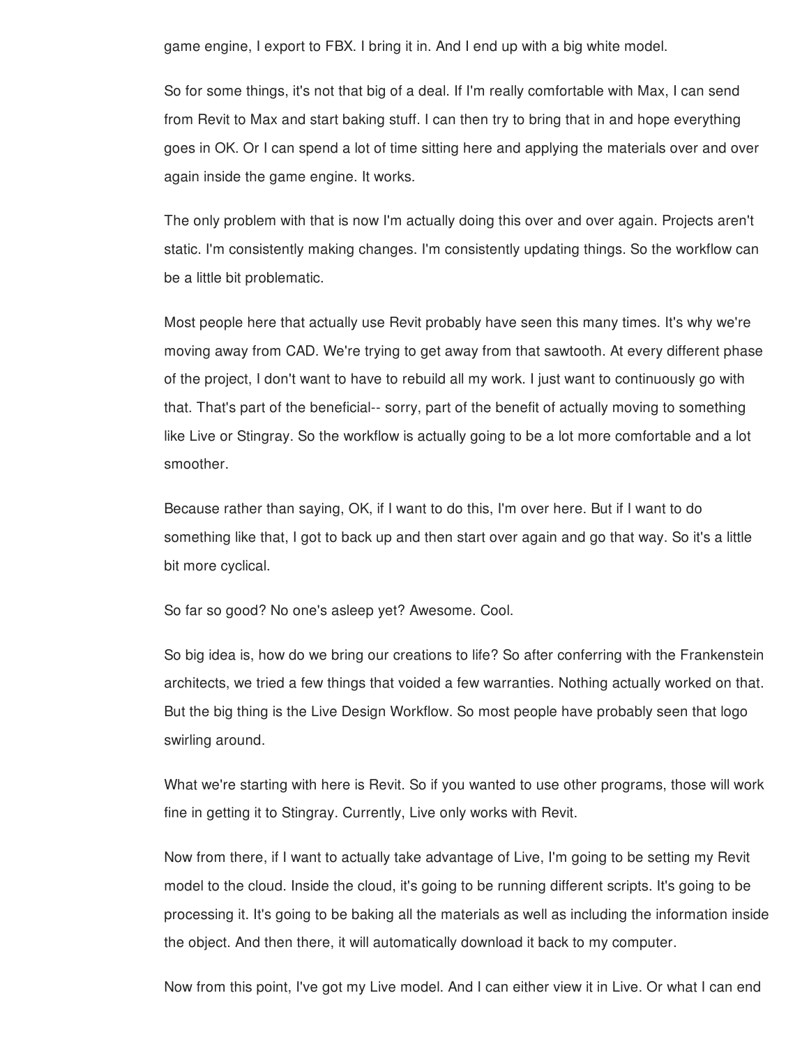game engine, I export to FBX. I bring it in. And I end up with a big white model.

So for some things, it's not that big of a deal. If I'm really comfortable with Max, I can send from Revit to Max and start baking stuff. I can then try to bring that in and hope everything goes in OK. Or I can spend a lot of time sitting here and applying the materials over and over again inside the game engine. It works.

The only problem with that is now I'm actually doing this over and over again. Projects aren't static. I'm consistently making changes. I'm consistently updating things. So the workflow can be a little bit problematic.

Most people here that actually use Revit probably have seen this many times. It's why we're moving away from CAD. We're trying to get away from that sawtooth. At every different phase of the project, I don't want to have to rebuild all my work. I just want to continuously go with that. That's part of the beneficial-- sorry, part of the benefit of actually moving to something like Live or Stingray. So the workflow is actually going to be a lot more comfortable and a lot smoother.

Because rather than saying, OK, if I want to do this, I'm over here. But if I want to do something like that, I got to back up and then start over again and go that way. So it's a little bit more cyclical.

So far so good? No one's asleep yet? Awesome. Cool.

So big idea is, how do we bring our creations to life? So after conferring with the Frankenstein architects, we tried a few things that voided a few warranties. Nothing actually worked on that. But the big thing is the Live Design Workflow. So most people have probably seen that logo swirling around.

What we're starting with here is Revit. So if you wanted to use other programs, those will work fine in getting it to Stingray. Currently, Live only works with Revit.

Now from there, if I want to actually take advantage of Live, I'm going to be setting my Revit model to the cloud. Inside the cloud, it's going to be running different scripts. It's going to be processing it. It's going to be baking all the materials as well as including the information inside the object. And then there, it will automatically download it back to my computer.

Now from this point, I've got my Live model. And I can either view it in Live. Or what I can end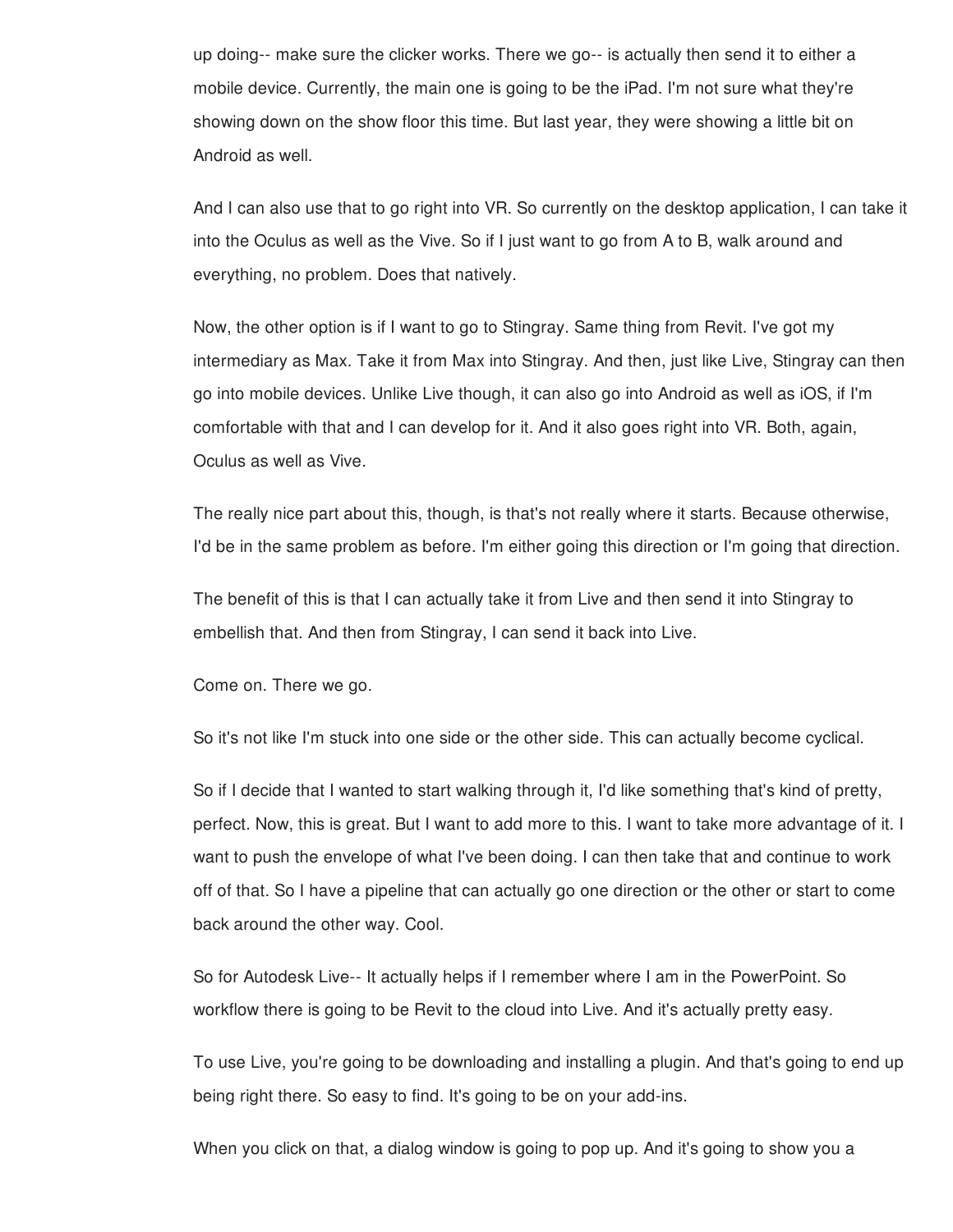up doing-- make sure the clicker works. There we go-- is actually then send it to either a mobile device. Currently, the main one is going to be the iPad. I'm not sure what they're showing down on the show floor this time. But last year, they were showing a little bit on Android as well.

And I can also use that to go right into VR. So currently on the desktop application, I can take it into the Oculus as well as the Vive. So if I just want to go from A to B, walk around and everything, no problem. Does that natively.

Now, the other option is if I want to go to Stingray. Same thing from Revit. I've got my intermediary as Max. Take it from Max into Stingray. And then, just like Live, Stingray can then go into mobile devices. Unlike Live though, it can also go into Android as well as iOS, if I'm comfortable with that and I can develop for it. And it also goes right into VR. Both, again, Oculus as well as Vive.

The really nice part about this, though, is that's not really where it starts. Because otherwise, I'd be in the same problem as before. I'm either going this direction or I'm going that direction.

The benefit of this is that I can actually take it from Live and then send it into Stingray to embellish that. And then from Stingray, I can send it back into Live.

Come on. There we go.

So it's not like I'm stuck into one side or the other side. This can actually become cyclical.

So if I decide that I wanted to start walking through it, I'd like something that's kind of pretty, perfect. Now, this is great. But I want to add more to this. I want to take more advantage of it. I want to push the envelope of what I've been doing. I can then take that and continue to work off of that. So I have a pipeline that can actually go one direction or the other or start to come back around the other way. Cool.

So for Autodesk Live-- It actually helps if I remember where I am in the PowerPoint. So workflow there is going to be Revit to the cloud into Live. And it's actually pretty easy.

To use Live, you're going to be downloading and installing a plugin. And that's going to end up being right there. So easy to find. It's going to be on your add-ins.

When you click on that, a dialog window is going to pop up. And it's going to show you a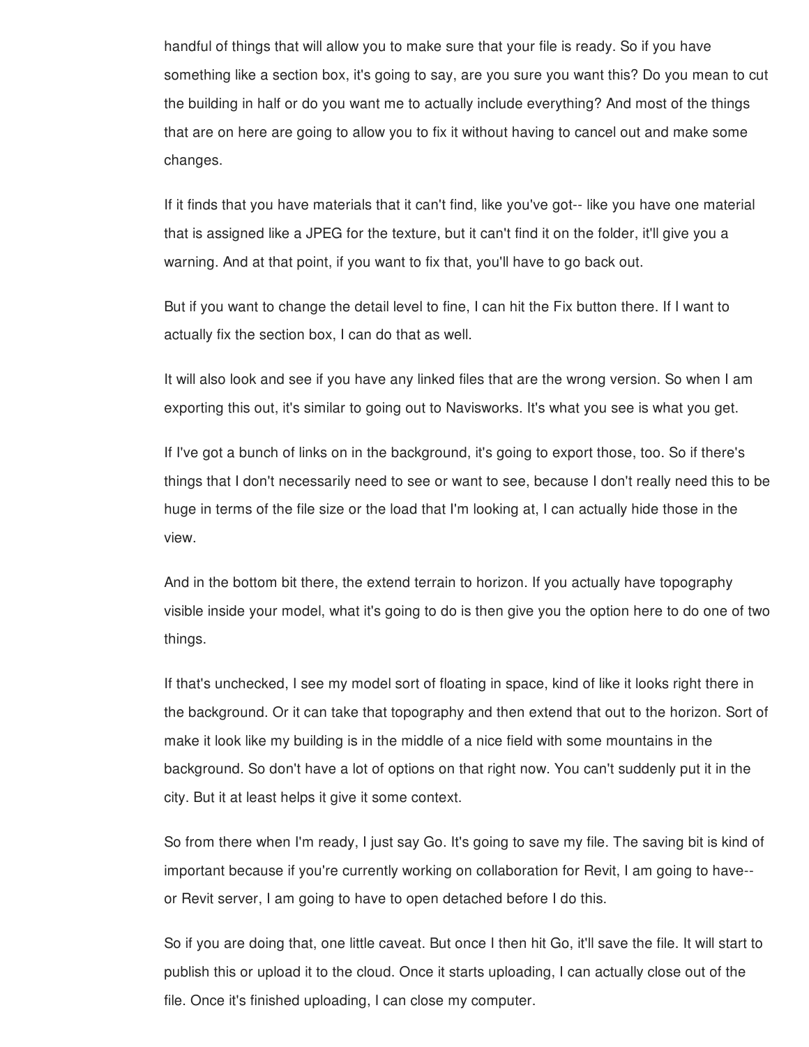handful of things that will allow you to make sure that your file is ready. So if you have something like a section box, it's going to say, are you sure you want this? Do you mean to cut the building in half or do you want me to actually include everything? And most of the things that are on here are going to allow you to fix it without having to cancel out and make some changes.

If it finds that you have materials that it can't find, like you've got-- like you have one material that is assigned like a JPEG for the texture, but it can't find it on the folder, it'll give you a warning. And at that point, if you want to fix that, you'll have to go back out.

But if you want to change the detail level to fine, I can hit the Fix button there. If I want to actually fix the section box, I can do that as well.

It will also look and see if you have any linked files that are the wrong version. So when I am exporting this out, it's similar to going out to Navisworks. It's what you see is what you get.

If I've got a bunch of links on in the background, it's going to export those, too. So if there's things that I don't necessarily need to see or want to see, because I don't really need this to be huge in terms of the file size or the load that I'm looking at, I can actually hide those in the view.

And in the bottom bit there, the extend terrain to horizon. If you actually have topography visible inside your model, what it's going to do is then give you the option here to do one of two things.

If that's unchecked, I see my model sort of floating in space, kind of like it looks right there in the background. Or it can take that topography and then extend that out to the horizon. Sort of make it look like my building is in the middle of a nice field with some mountains in the background. So don't have a lot of options on that right now. You can't suddenly put it in the city. But it at least helps it give it some context.

So from there when I'm ready, I just say Go. It's going to save my file. The saving bit is kind of important because if you're currently working on collaboration for Revit, I am going to have-- or Revit server, I am going to have to open detached before I do this.

So if you are doing that, one little caveat. But once I then hit Go, it'll save the file. It will start to publish this or upload it to the cloud. Once it starts uploading, I can actually close out of the file. Once it's finished uploading, I can close my computer.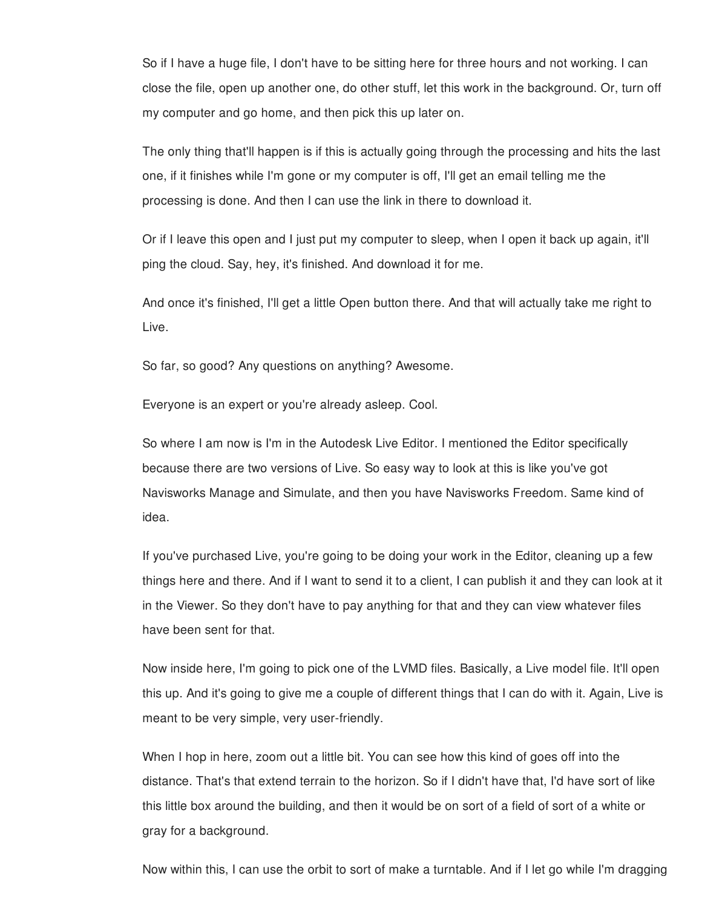So if I have a huge file, I don't have to be sitting here for three hours and not working. I can close the file, open up another one, do other stuff, let this work in the background. Or, turn off my computer and go home, and then pick this up later on.

The only thing that'll happen is if this is actually going through the processing and hits the last one, if it finishes while I'm gone or my computer is off, I'll get an email telling me the processing is done. And then I can use the link in there to download it.

Or if I leave this open and I just put my computer to sleep, when I open it back up again, it'll ping the cloud. Say, hey, it's finished. And download it for me.

And once it's finished, I'll get a little Open button there. And that will actually take me right to Live.

So far, so good? Any questions on anything? Awesome.

Everyone is an expert or you're already asleep. Cool.

So where I am now is I'm in the Autodesk Live Editor. I mentioned the Editor specifically because there are two versions of Live. So easy way to look at this is like you've got Navisworks Manage and Simulate, and then you have Navisworks Freedom. Same kind of idea.

If you've purchased Live, you're going to be doing your work in the Editor, cleaning up a few things here and there. And if I want to send it to a client, I can publish it and they can look at it in the Viewer. So they don't have to pay anything for that and they can view whatever files have been sent for that.

Now inside here, I'm going to pick one of the LVMD files. Basically, a Live model file. It'll open this up. And it's going to give me a couple of different things that I can do with it. Again, Live is meant to be very simple, very user-friendly.

When I hop in here, zoom out a little bit. You can see how this kind of goes off into the distance. That's that extend terrain to the horizon. So if I didn't have that, I'd have sort of like this little box around the building, and then it would be on sort of a field of sort of a white or gray for a background.

Now within this, I can use the orbit to sort of make a turntable. And if I let go while I'm dragging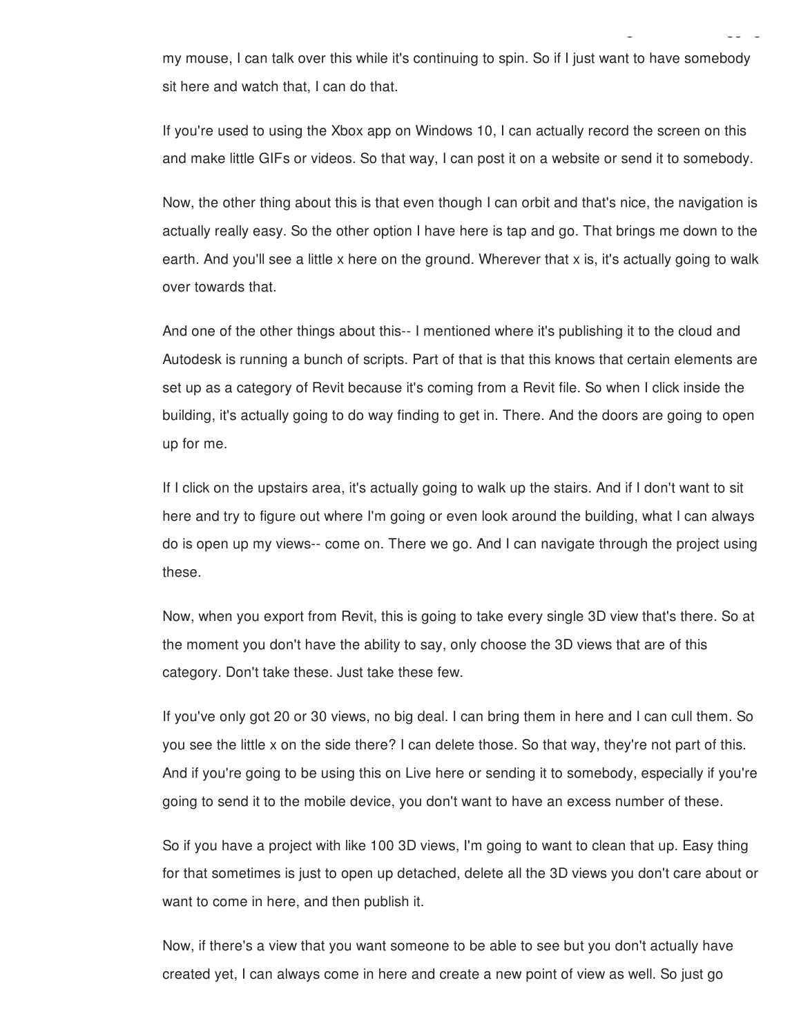my mouse, I can talk over this while it's continuing to spin. So if I just want to have somebody sit here and watch that, I can do that.

If you're used to using the Xbox app on Windows 10, I can actually record the screen on this and make little GIFs or videos. So that way, I can post it on a website or send it to somebody.

Now, the other thing about this is that even though I can orbit and that's nice, the navigation is actually really easy. So the other option I have here is tap and go. That brings me down to the earth. And you'll see a little x here on the ground. Wherever that x is, it's actually going to walk over towards that.

And one of the other things about this-- I mentioned where it's publishing it to the cloud and Autodesk is running a bunch of scripts. Part of that is that this knows that certain elements are set up as a category of Revit because it's coming from a Revit file. So when I click inside the building, it's actually going to do way finding to get in. There. And the doors are going to open up for me.

If I click on the upstairs area, it's actually going to walk up the stairs. And if I don't want to sit here and try to figure out where I'm going or even look around the building, what I can always do is open up my views-- come on. There we go. And I can navigate through the project using these.

Now, when you export from Revit, this is going to take every single 3D view that's there. So at the moment you don't have the ability to say, only choose the 3D views that are of this category. Don't take these. Just take these few.

If you've only got 20 or 30 views, no big deal. I can bring them in here and I can cull them. So you see the little x on the side there? I can delete those. So that way, they're not part of this. And if you're going to be using this on Live here or sending it to somebody, especially if you're going to send it to the mobile device, you don't want to have an excess number of these.

So if you have a project with like 100 3D views, I'm going to want to clean that up. Easy thing for that sometimes is just to open up detached, delete all the 3D views you don't care about or want to come in here, and then publish it.

Now, if there's a view that you want someone to be able to see but you don't actually have created yet, I can always come in here and create a new point of view as well. So just go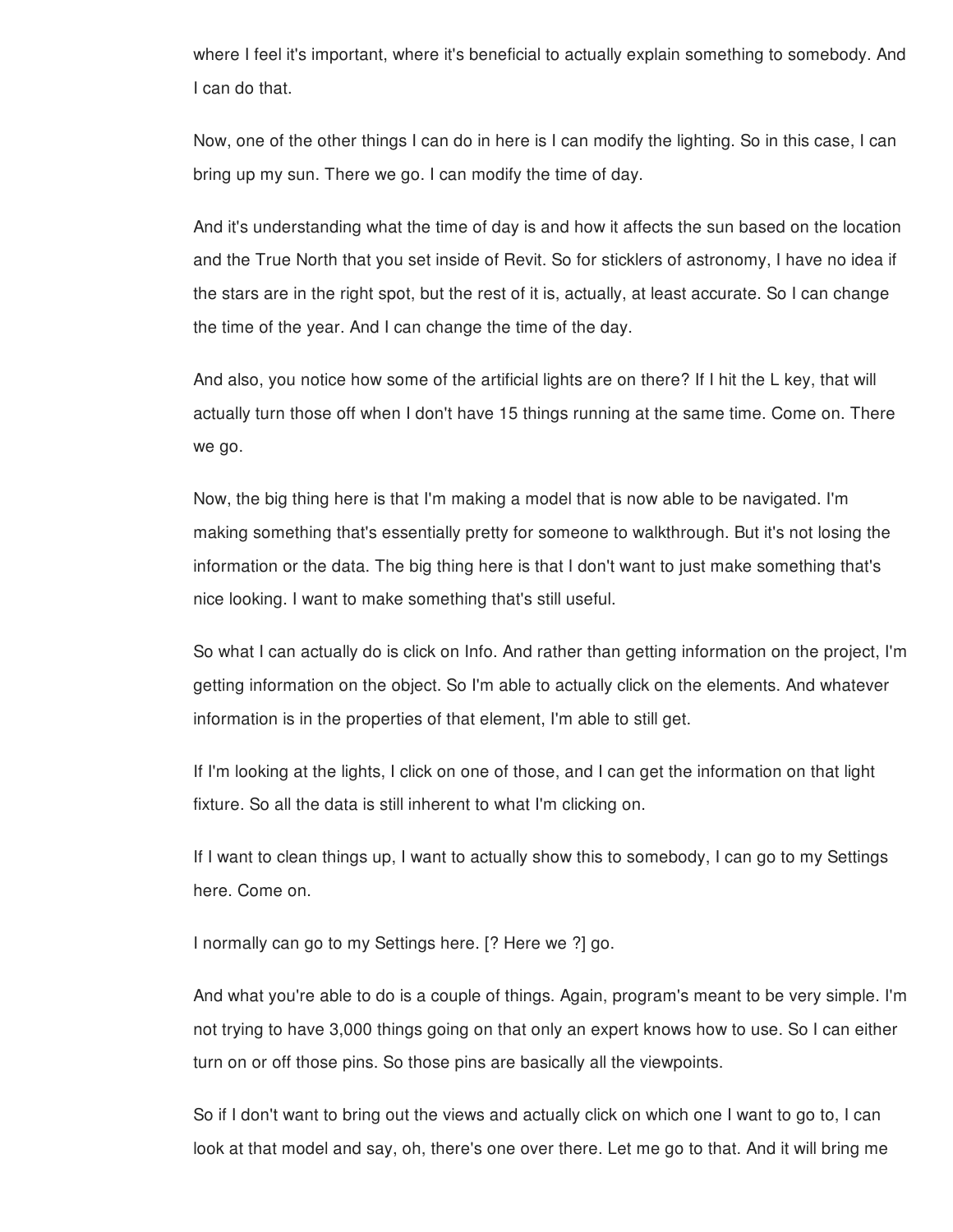where I feel it's important, where it's beneficial to actually explain something to somebody. And I can do that.

Now, one of the other things I can do in here is I can modify the lighting. So in this case, I can bring up my sun. There we go. I can modify the time of day.

And it's understanding what the time of day is and how it affects the sun based on the location and the True North that you set inside of Revit. So for sticklers of astronomy, I have no idea if the stars are in the right spot, but the rest of it is, actually, at least accurate. So I can change the time of the year. And I can change the time of the day.

And also, you notice how some of the artificial lights are on there? If I hit the L key, that will actually turn those off when I don't have 15 things running at the same time. Come on. There we go.

Now, the big thing here is that I'm making a model that is now able to be navigated. I'm making something that's essentially pretty for someone to walkthrough. But it's not losing the information or the data. The big thing here is that I don't want to just make something that's nice looking. I want to make something that's still useful.

So what I can actually do is click on Info. And rather than getting information on the project, I'm getting information on the object. So I'm able to actually click on the elements. And whatever information is in the properties of that element, I'm able to still get.

If I'm looking at the lights, I click on one of those, and I can get the information on that light fixture. So all the data is still inherent to what I'm clicking on.

If I want to clean things up, I want to actually show this to somebody, I can go to my Settings here. Come on.

I normally can go to my Settings here. [? Here we ?] go.

And what you're able to do is a couple of things. Again, program's meant to be very simple. I'm not trying to have 3,000 things going on that only an expert knows how to use. So I can either turn on or off those pins. So those pins are basically all the viewpoints.

So if I don't want to bring out the views and actually click on which one I want to go to, I can look at that model and say, oh, there's one over there. Let me go to that. And it will bring me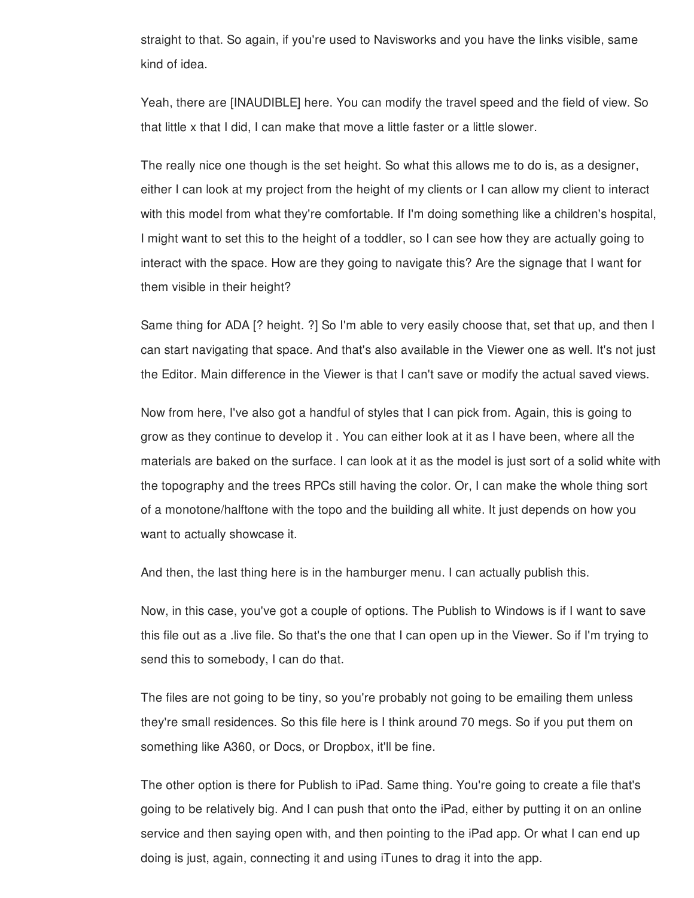straight to that. So again, if you're used to Navisworks and you have the links visible, same kind of idea.

Yeah, there are [INAUDIBLE] here. You can modify the travel speed and the field of view. So that little x that I did, I can make that move a little faster or a little slower.

The really nice one though is the set height. So what this allows me to do is, as a designer, either I can look at my project from the height of my clients or I can allow my client to interact with this model from what they're comfortable. If I'm doing something like a children's hospital, I might want to set this to the height of a toddler, so I can see how they are actually going to interact with the space. How are they going to navigate this? Are the signage that I want for them visible in their height?

Same thing for ADA [? height. ?] So I'm able to very easily choose that, set that up, and then I can start navigating that space. And that's also available in the Viewer one as well. It's not just the Editor. Main difference in the Viewer is that I can't save or modify the actual saved views.

Now from here, I've also got a handful of styles that I can pick from. Again, this is going to grow as they continue to develop it . You can either look at it as I have been, where all the materials are baked on the surface. I can look at it as the model is just sort of a solid white with the topography and the trees RPCs still having the color. Or, I can make the whole thing sort of a monotone/halftone with the topo and the building all white. It just depends on how you want to actually showcase it.

And then, the last thing here is in the hamburger menu. I can actually publish this.

Now, in this case, you've got a couple of options. The Publish to Windows is if I want to save this file out as a .live file. So that's the one that I can open up in the Viewer. So if I'm trying to send this to somebody, I can do that.

The files are not going to be tiny, so you're probably not going to be emailing them unless they're small residences. So this file here is I think around 70 megs. So if you put them on something like A360, or Docs, or Dropbox, it'll be fine.

The other option is there for Publish to iPad. Same thing. You're going to create a file that's going to be relatively big. And I can push that onto the iPad, either by putting it on an online service and then saying open with, and then pointing to the iPad app. Or what I can end up doing is just, again, connecting it and using iTunes to drag it into the app.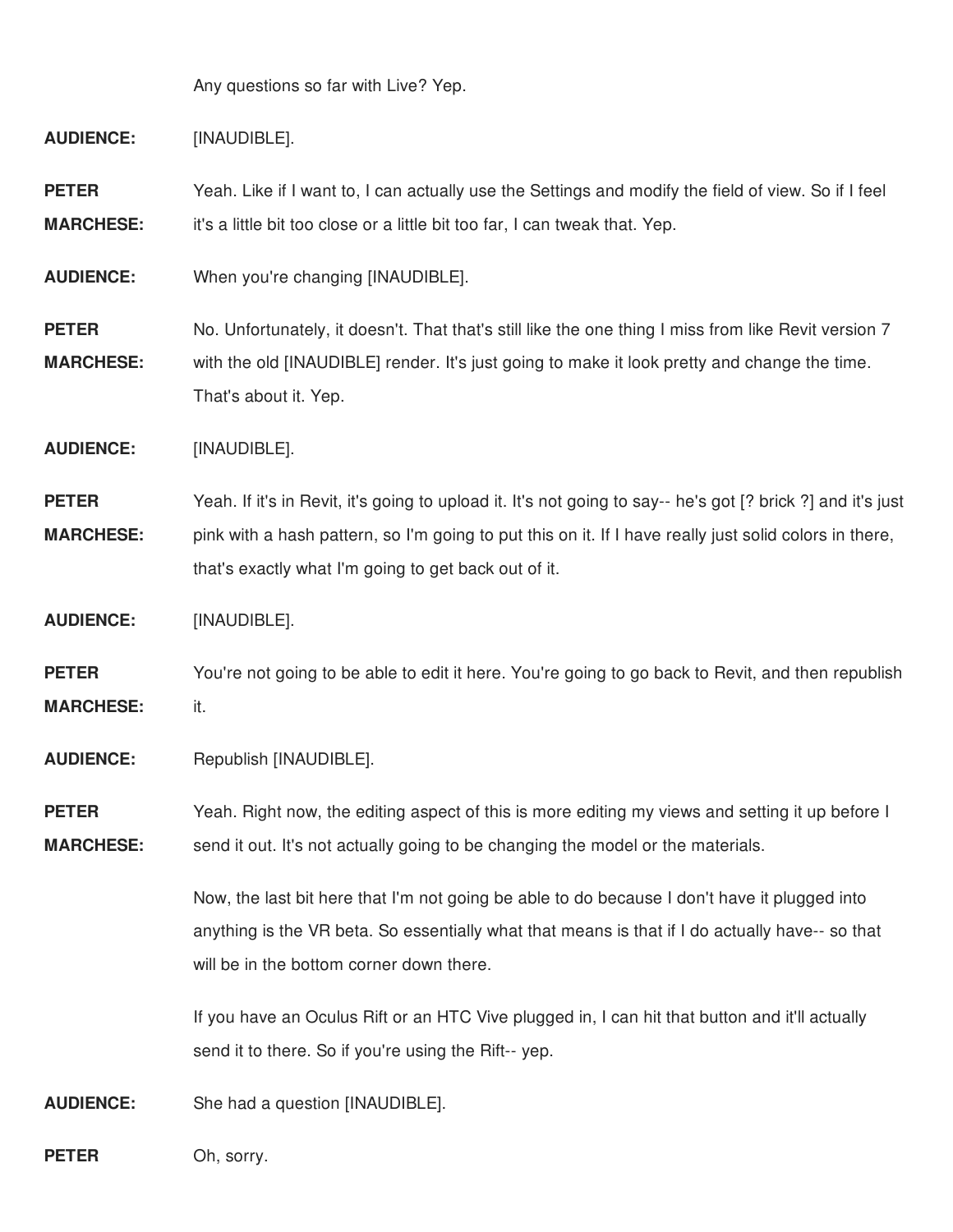Any questions so far with Live? Yep.

**AUDIENCE:** [INAUDIBLE].

**PETER MARCHESE:** Yeah. Like if I want to, I can actually use the Settings and modify the field of view. So if I feel it's a little bit too close or a little bit too far, I can tweak that. Yep.

**AUDIENCE:** When you're changing [INAUDIBLE].

**PETER MARCHESE:** No. Unfortunately, it doesn't. That that's still like the one thing I miss from like Revit version 7 with the old [INAUDIBLE] render. It's just going to make it look pretty and change the time. That's about it. Yep.

**AUDIENCE:** [INAUDIBLE].

**PETER MARCHESE:** Yeah. If it's in Revit, it's going to upload it. It's not going to say-- he's got [? brick ?] and it's just pink with a hash pattern, so I'm going to put this on it. If I have really just solid colors in there, that's exactly what I'm going to get back out of it.

**AUDIENCE:** [INAUDIBLE].

**PETER MARCHESE:** You're not going to be able to edit it here. You're going to go back to Revit, and then republish it.

**AUDIENCE:** Republish [INAUDIBLE].

**PETER MARCHESE:** Yeah. Right now, the editing aspect of this is more editing my views and setting it up before I send it out. It's not actually going to be changing the model or the materials.

Now, the last bit here that I'm not going be able to do because I don't have it plugged into anything is the VR beta. So essentially what that means is that if I do actually have-- so that will be in the bottom corner down there.

If you have an Oculus Rift or an HTC Vive plugged in, I can hit that button and it'll actually send it to there. So if you're using the Rift-- yep.

**AUDIENCE:** She had a question [INAUDIBLE].

**PETER** Oh, sorry.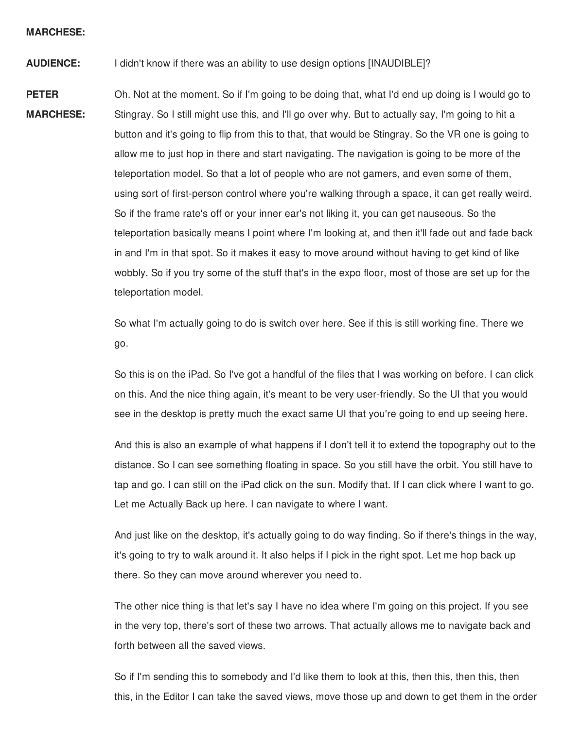**MARCHESE:**

**AUDIENCE:** I didn't know if there was an ability to use design options [INAUDIBLE]?

**PETER MARCHESE:** Oh. Not at the moment. So if I'm going to be doing that, what I'd end up doing is I would go to Stingray. So I still might use this, and I'll go over why. But to actually say, I'm going to hit a button and it's going to flip from this to that, that would be Stingray. So the VR one is going to allow me to just hop in there and start navigating. The navigation is going to be more of the teleportation model. So that a lot of people who are not gamers, and even some of them, using sort of first-person control where you're walking through a space, it can get really weird. So if the frame rate's off or your inner ear's not liking it, you can get nauseous. So the teleportation basically means I point where I'm looking at, and then it'll fade out and fade back in and I'm in that spot. So it makes it easy to move around without having to get kind of like wobbly. So if you try some of the stuff that's in the expo floor, most of those are set up for the teleportation model.

So what I'm actually going to do is switch over here. See if this is still working fine. There we go.

So this is on the iPad. So I've got a handful of the files that I was working on before. I can click on this. And the nice thing again, it's meant to be very user-friendly. So the UI that you would see in the desktop is pretty much the exact same UI that you're going to end up seeing here.

And this is also an example of what happens if I don't tell it to extend the topography out to the distance. So I can see something floating in space. So you still have the orbit. You still have to tap and go. I can still on the iPad click on the sun. Modify that. If I can click where I want to go. Let me Actually Back up here. I can navigate to where I want.

And just like on the desktop, it's actually going to do way finding. So if there's things in the way, it's going to try to walk around it. It also helps if I pick in the right spot. Let me hop back up there. So they can move around wherever you need to.

The other nice thing is that let's say I have no idea where I'm going on this project. If you see in the very top, there's sort of these two arrows. That actually allows me to navigate back and forth between all the saved views.

So if I'm sending this to somebody and I'd like them to look at this, then this, then this, then this, in the Editor I can take the saved views, move those up and down to get them in the order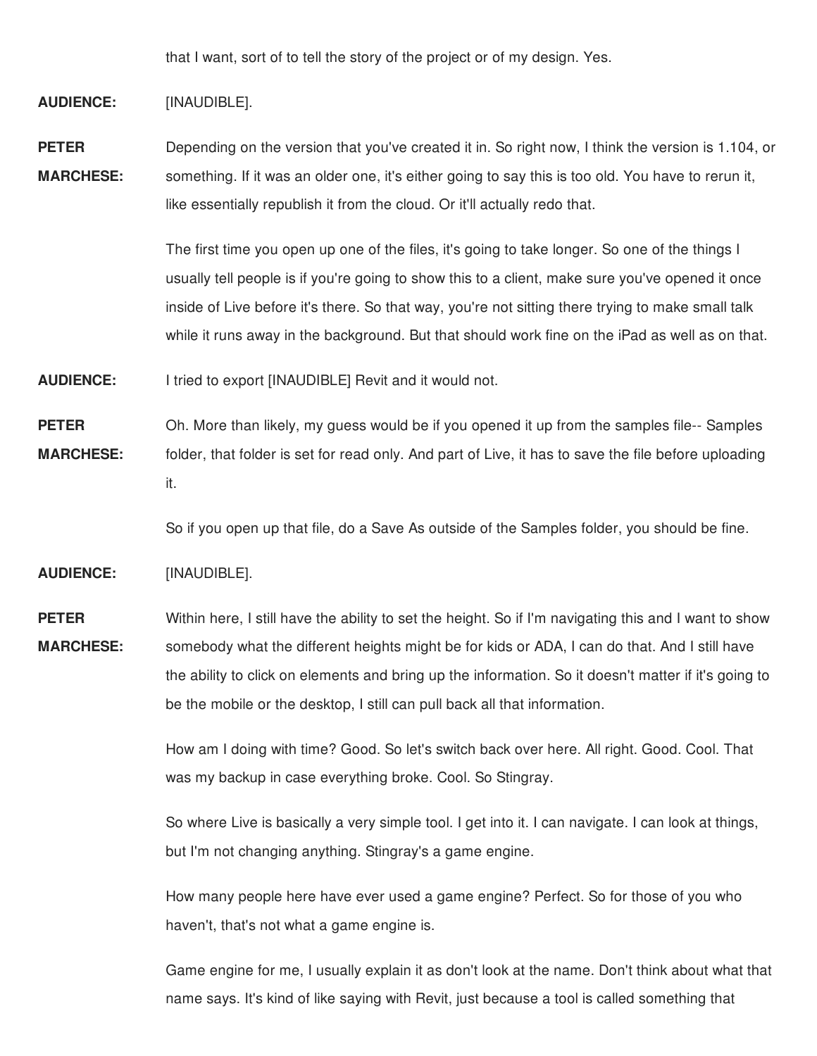that I want, sort of to tell the story of the project or of my design. Yes.

**AUDIENCE:** [INAUDIBLE].

**PETER MARCHESE:** Depending on the version that you've created it in. So right now, I think the version is 1.104, or something. If it was an older one, it's either going to say this is too old. You have to rerun it, like essentially republish it from the cloud. Or it'll actually redo that.

The first time you open up one of the files, it's going to take longer. So one of the things I usually tell people is if you're going to show this to a client, make sure you've opened it once inside of Live before it's there. So that way, you're not sitting there trying to make small talk while it runs away in the background. But that should work fine on the iPad as well as on that.

**AUDIENCE:** I tried to export [INAUDIBLE] Revit and it would not.

**PETER MARCHESE:** Oh. More than likely, my guess would be if you opened it up from the samples file-- Samples folder, that folder is set for read only. And part of Live, it has to save the file before uploading it.

So if you open up that file, do a Save As outside of the Samples folder, you should be fine.

**AUDIENCE:** [INAUDIBLE].

**PETER MARCHESE:** Within here, I still have the ability to set the height. So if I'm navigating this and I want to show somebody what the different heights might be for kids or ADA, I can do that. And I still have the ability to click on elements and bring up the information. So it doesn't matter if it's going to be the mobile or the desktop, I still can pull back all that information.

How am I doing with time? Good. So let's switch back over here. All right. Good. Cool. That was my backup in case everything broke. Cool. So Stingray.

So where Live is basically a very simple tool. I get into it. I can navigate. I can look at things, but I'm not changing anything. Stingray's a game engine.

How many people here have ever used a game engine? Perfect. So for those of you who haven't, that's not what a game engine is.

Game engine for me, I usually explain it as don't look at the name. Don't think about what that name says. It's kind of like saying with Revit, just because a tool is called something that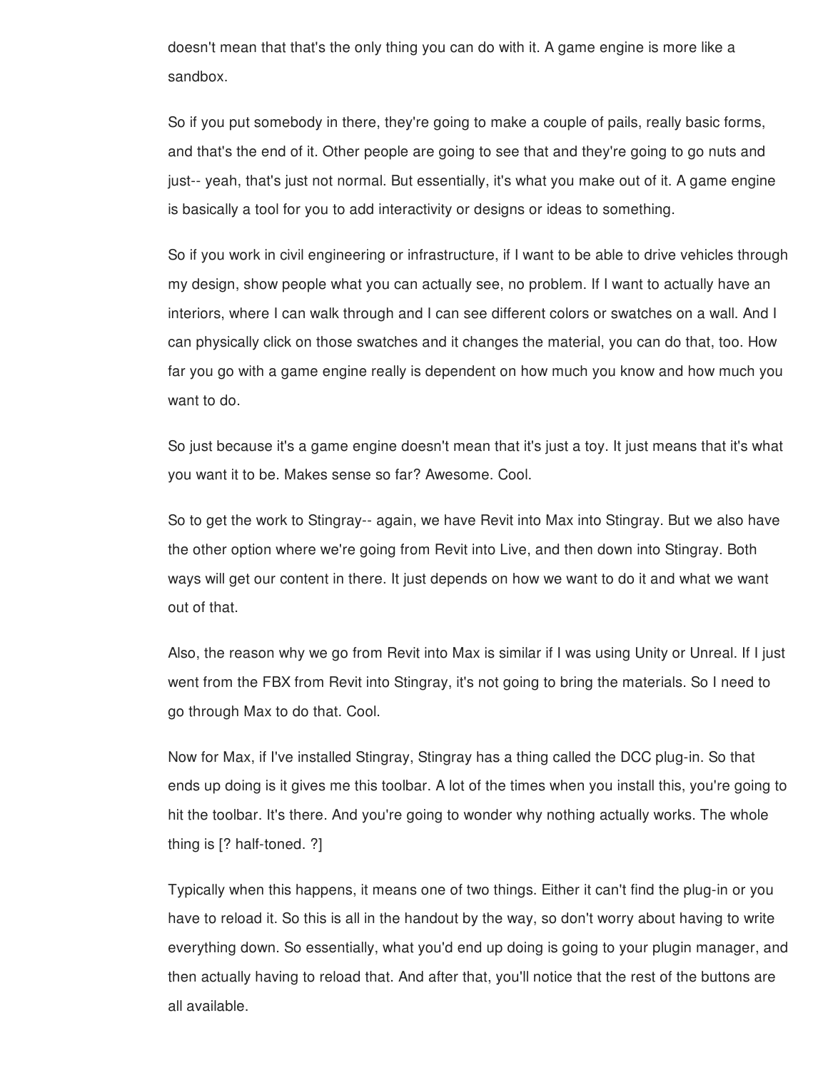doesn't mean that that's the only thing you can do with it. A game engine is more like a sandbox.

So if you put somebody in there, they're going to make a couple of pails, really basic forms, and that's the end of it. Other people are going to see that and they're going to go nuts and just-- yeah, that's just not normal. But essentially, it's what you make out of it. A game engine is basically a tool for you to add interactivity or designs or ideas to something.

So if you work in civil engineering or infrastructure, if I want to be able to drive vehicles through my design, show people what you can actually see, no problem. If I want to actually have an interiors, where I can walk through and I can see different colors or swatches on a wall. And I can physically click on those swatches and it changes the material, you can do that, too. How far you go with a game engine really is dependent on how much you know and how much you want to do.

So just because it's a game engine doesn't mean that it's just a toy. It just means that it's what you want it to be. Makes sense so far? Awesome. Cool.

So to get the work to Stingray-- again, we have Revit into Max into Stingray. But we also have the other option where we're going from Revit into Live, and then down into Stingray. Both ways will get our content in there. It just depends on how we want to do it and what we want out of that.

Also, the reason why we go from Revit into Max is similar if I was using Unity or Unreal. If I just went from the FBX from Revit into Stingray, it's not going to bring the materials. So I need to go through Max to do that. Cool.

Now for Max, if I've installed Stingray, Stingray has a thing called the DCC plug-in. So that ends up doing is it gives me this toolbar. A lot of the times when you install this, you're going to hit the toolbar. It's there. And you're going to wonder why nothing actually works. The whole thing is [? half-toned. ?]

Typically when this happens, it means one of two things. Either it can't find the plug-in or you have to reload it. So this is all in the handout by the way, so don't worry about having to write everything down. So essentially, what you'd end up doing is going to your plugin manager, and then actually having to reload that. And after that, you'll notice that the rest of the buttons are all available.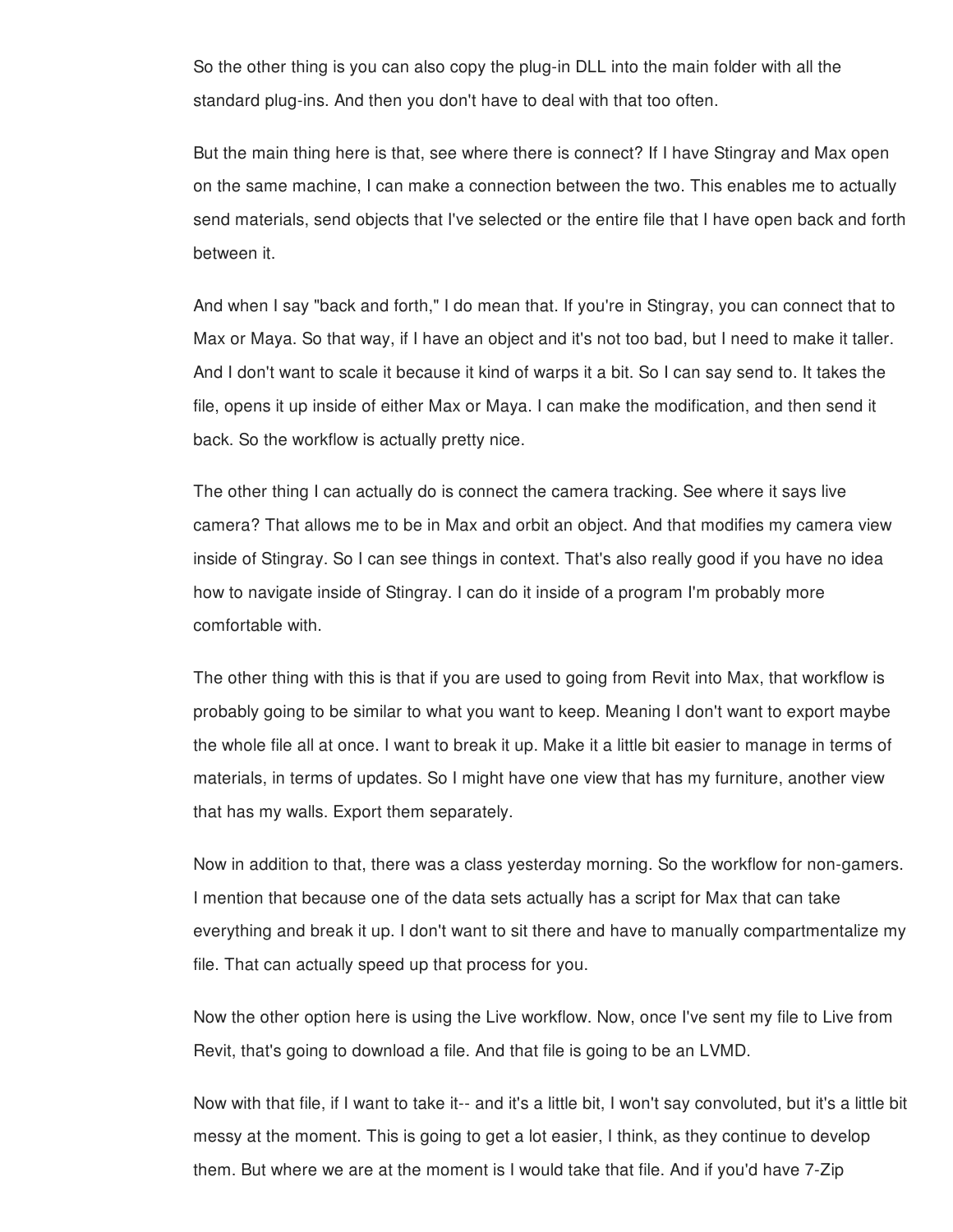So the other thing is you can also copy the plug-in DLL into the main folder with all the standard plug-ins. And then you don't have to deal with that too often.

But the main thing here is that, see where there is connect? If I have Stingray and Max open on the same machine, I can make a connection between the two. This enables me to actually send materials, send objects that I've selected or the entire file that I have open back and forth between it.

And when I say "back and forth," I do mean that. If you're in Stingray, you can connect that to Max or Maya. So that way, if I have an object and it's not too bad, but I need to make it taller. And I don't want to scale it because it kind of warps it a bit. So I can say send to. It takes the file, opens it up inside of either Max or Maya. I can make the modification, and then send it back. So the workflow is actually pretty nice.

The other thing I can actually do is connect the camera tracking. See where it says live camera? That allows me to be in Max and orbit an object. And that modifies my camera view inside of Stingray. So I can see things in context. That's also really good if you have no idea how to navigate inside of Stingray. I can do it inside of a program I'm probably more comfortable with.

The other thing with this is that if you are used to going from Revit into Max, that workflow is probably going to be similar to what you want to keep. Meaning I don't want to export maybe the whole file all at once. I want to break it up. Make it a little bit easier to manage in terms of materials, in terms of updates. So I might have one view that has my furniture, another view that has my walls. Export them separately.

Now in addition to that, there was a class yesterday morning. So the workflow for non-gamers. I mention that because one of the data sets actually has a script for Max that can take everything and break it up. I don't want to sit there and have to manually compartmentalize my file. That can actually speed up that process for you.

Now the other option here is using the Live workflow. Now, once I've sent my file to Live from Revit, that's going to download a file. And that file is going to be an LVMD.

Now with that file, if I want to take it-- and it's a little bit, I won't say convoluted, but it's a little bit messy at the moment. This is going to get a lot easier, I think, as they continue to develop them. But where we are at the moment is I would take that file. And if you'd have 7-Zip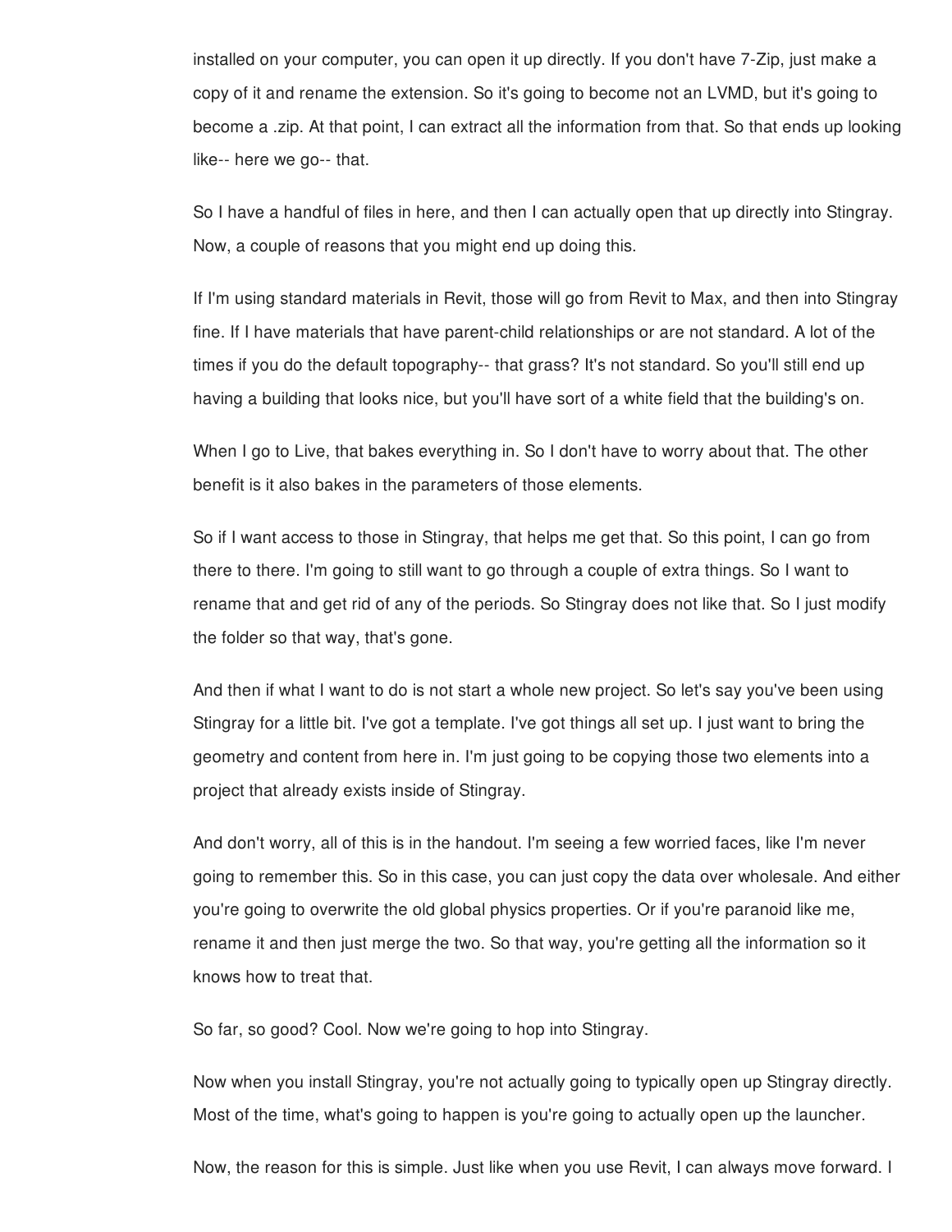installed on your computer, you can open it up directly. If you don't have 7-Zip, just make a copy of it and rename the extension. So it's going to become not an LVMD, but it's going to become a .zip. At that point, I can extract all the information from that. So that ends up looking like-- here we go-- that.

So I have a handful of files in here, and then I can actually open that up directly into Stingray. Now, a couple of reasons that you might end up doing this.

If I'm using standard materials in Revit, those will go from Revit to Max, and then into Stingray fine. If I have materials that have parent-child relationships or are not standard. A lot of the times if you do the default topography-- that grass? It's not standard. So you'll still end up having a building that looks nice, but you'll have sort of a white field that the building's on.

When I go to Live, that bakes everything in. So I don't have to worry about that. The other benefit is it also bakes in the parameters of those elements.

So if I want access to those in Stingray, that helps me get that. So this point, I can go from there to there. I'm going to still want to go through a couple of extra things. So I want to rename that and get rid of any of the periods. So Stingray does not like that. So I just modify the folder so that way, that's gone.

And then if what I want to do is not start a whole new project. So let's say you've been using Stingray for a little bit. I've got a template. I've got things all set up. I just want to bring the geometry and content from here in. I'm just going to be copying those two elements into a project that already exists inside of Stingray.

And don't worry, all of this is in the handout. I'm seeing a few worried faces, like I'm never going to remember this. So in this case, you can just copy the data over wholesale. And either you're going to overwrite the old global physics properties. Or if you're paranoid like me, rename it and then just merge the two. So that way, you're getting all the information so it knows how to treat that.

So far, so good? Cool. Now we're going to hop into Stingray.

Now when you install Stingray, you're not actually going to typically open up Stingray directly. Most of the time, what's going to happen is you're going to actually open up the launcher.

Now, the reason for this is simple. Just like when you use Revit, I can always move forward. I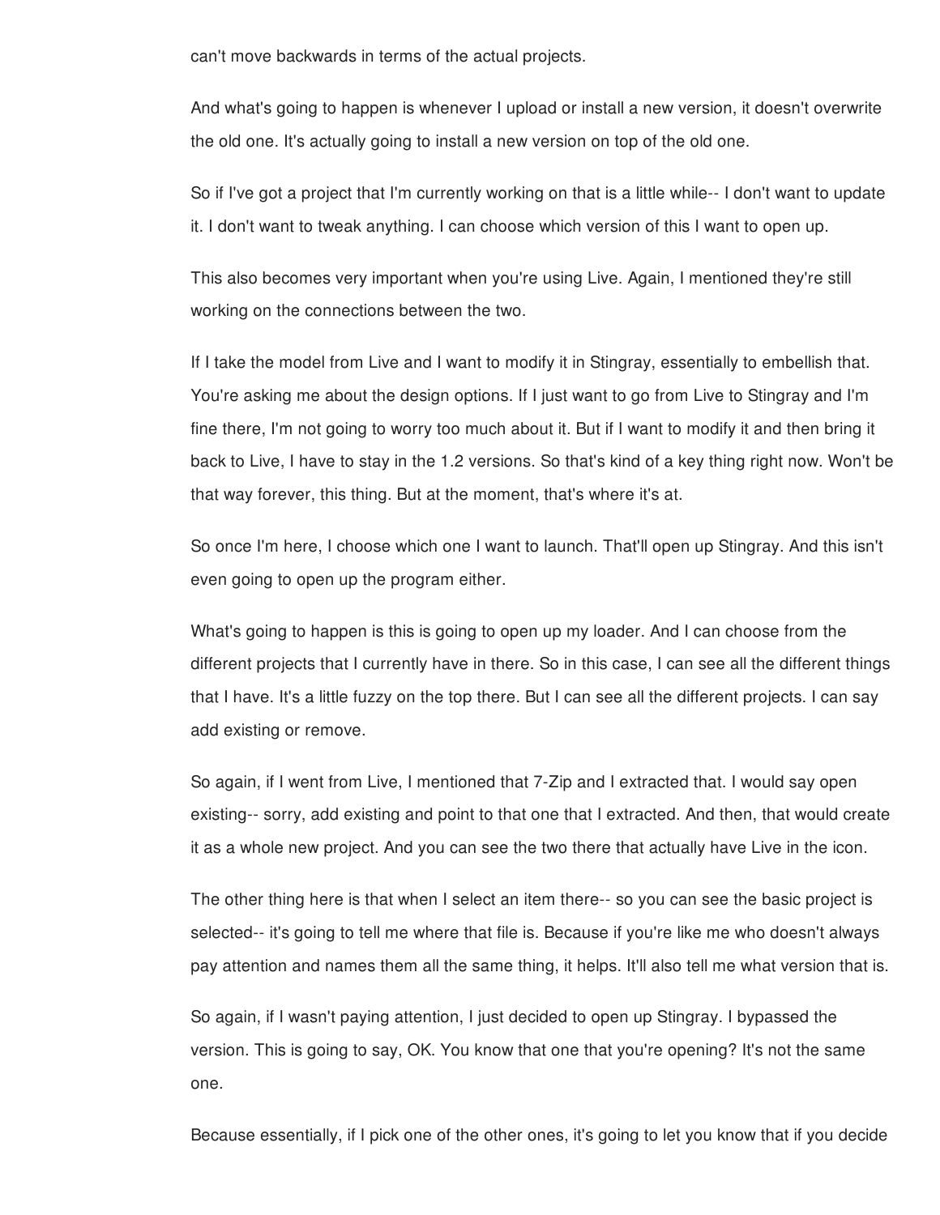can't move backwards in terms of the actual projects.

And what's going to happen is whenever I upload or install a new version, it doesn't overwrite the old one. It's actually going to install a new version on top of the old one.

So if I've got a project that I'm currently working on that is a little while-- I don't want to update it. I don't want to tweak anything. I can choose which version of this I want to open up.

This also becomes very important when you're using Live. Again, I mentioned they're still working on the connections between the two.

If I take the model from Live and I want to modify it in Stingray, essentially to embellish that. You're asking me about the design options. If I just want to go from Live to Stingray and I'm fine there, I'm not going to worry too much about it. But if I want to modify it and then bring it back to Live, I have to stay in the 1.2 versions. So that's kind of a key thing right now. Won't be that way forever, this thing. But at the moment, that's where it's at.

So once I'm here, I choose which one I want to launch. That'll open up Stingray. And this isn't even going to open up the program either.

What's going to happen is this is going to open up my loader. And I can choose from the different projects that I currently have in there. So in this case, I can see all the different things that I have. It's a little fuzzy on the top there. But I can see all the different projects. I can say add existing or remove.

So again, if I went from Live, I mentioned that 7-Zip and I extracted that. I would say open existing-- sorry, add existing and point to that one that I extracted. And then, that would create it as a whole new project. And you can see the two there that actually have Live in the icon.

The other thing here is that when I select an item there-- so you can see the basic project is selected-- it's going to tell me where that file is. Because if you're like me who doesn't always pay attention and names them all the same thing, it helps. It'll also tell me what version that is.

So again, if I wasn't paying attention, I just decided to open up Stingray. I bypassed the version. This is going to say, OK. You know that one that you're opening? It's not the same one.

Because essentially, if I pick one of the other ones, it's going to let you know that if you decide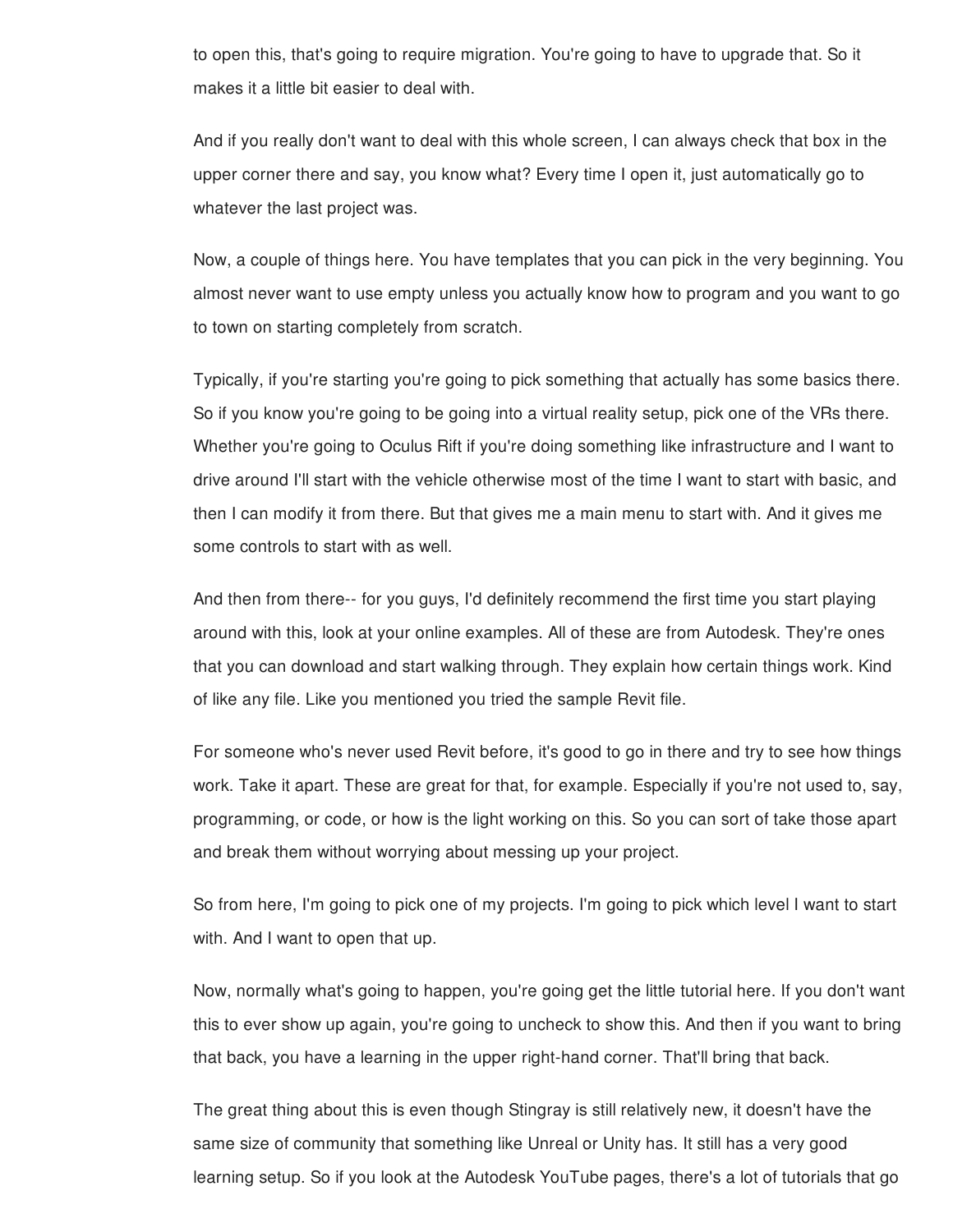to open this, that's going to require migration. You're going to have to upgrade that. So it makes it a little bit easier to deal with.

And if you really don't want to deal with this whole screen, I can always check that box in the upper corner there and say, you know what? Every time I open it, just automatically go to whatever the last project was.

Now, a couple of things here. You have templates that you can pick in the very beginning. You almost never want to use empty unless you actually know how to program and you want to go to town on starting completely from scratch.

Typically, if you're starting you're going to pick something that actually has some basics there. So if you know you're going to be going into a virtual reality setup, pick one of the VRs there. Whether you're going to Oculus Rift if you're doing something like infrastructure and I want to drive around I'll start with the vehicle otherwise most of the time I want to start with basic, and then I can modify it from there. But that gives me a main menu to start with. And it gives me some controls to start with as well.

And then from there-- for you guys, I'd definitely recommend the first time you start playing around with this, look at your online examples. All of these are from Autodesk. They're ones that you can download and start walking through. They explain how certain things work. Kind of like any file. Like you mentioned you tried the sample Revit file.

For someone who's never used Revit before, it's good to go in there and try to see how things work. Take it apart. These are great for that, for example. Especially if you're not used to, say, programming, or code, or how is the light working on this. So you can sort of take those apart and break them without worrying about messing up your project.

So from here, I'm going to pick one of my projects. I'm going to pick which level I want to start with. And I want to open that up.

Now, normally what's going to happen, you're going get the little tutorial here. If you don't want this to ever show up again, you're going to uncheck to show this. And then if you want to bring that back, you have a learning in the upper right-hand corner. That'll bring that back.

The great thing about this is even though Stingray is still relatively new, it doesn't have the same size of community that something like Unreal or Unity has. It still has a very good learning setup. So if you look at the Autodesk YouTube pages, there's a lot of tutorials that go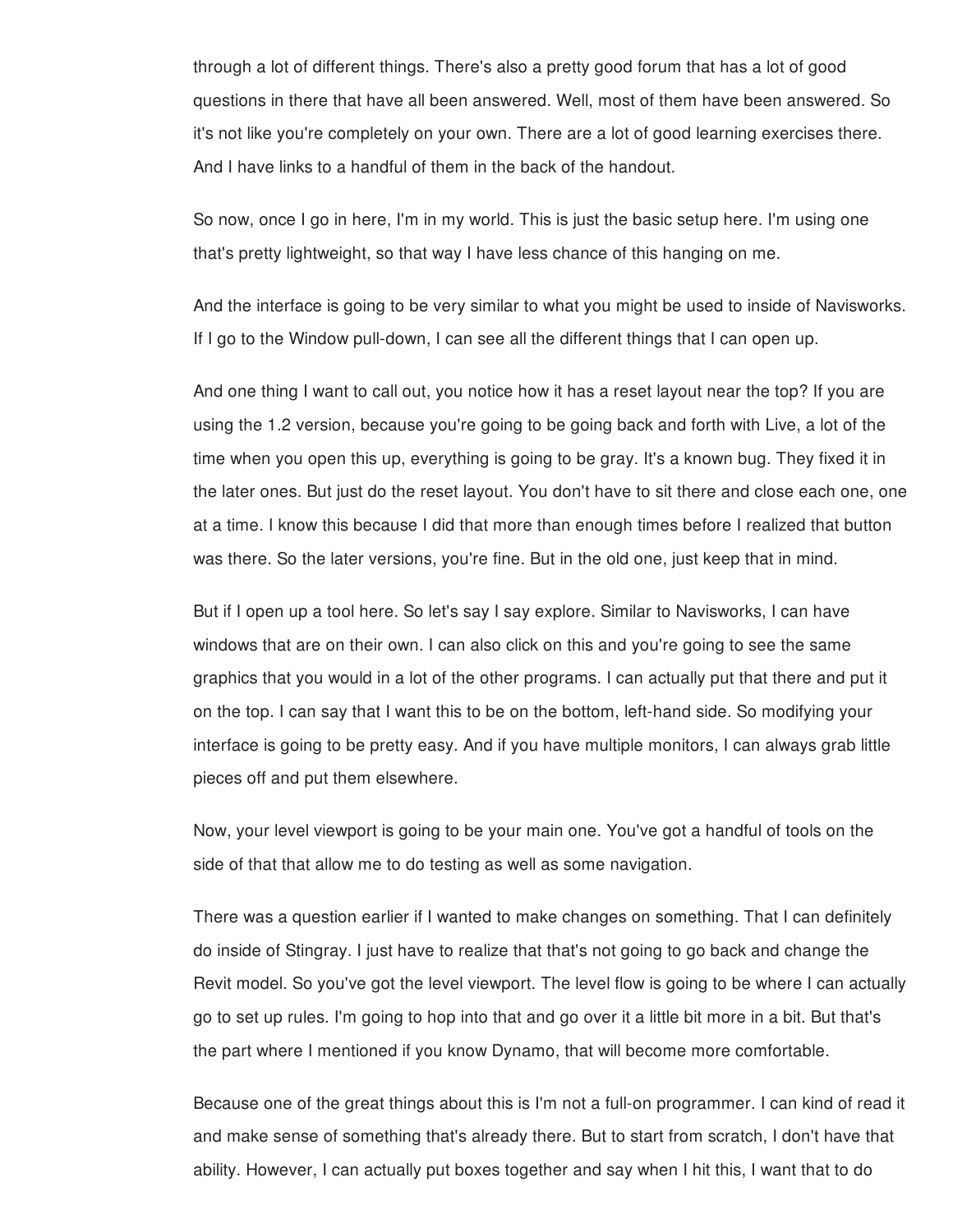through a lot of different things. There's also a pretty good forum that has a lot of good questions in there that have all been answered. Well, most of them have been answered. So it's not like you're completely on your own. There are a lot of good learning exercises there. And I have links to a handful of them in the back of the handout.

So now, once I go in here, I'm in my world. This is just the basic setup here. I'm using one that's pretty lightweight, so that way I have less chance of this hanging on me.

And the interface is going to be very similar to what you might be used to inside of Navisworks. If I go to the Window pull-down, I can see all the different things that I can open up.

And one thing I want to call out, you notice how it has a reset layout near the top? If you are using the 1.2 version, because you're going to be going back and forth with Live, a lot of the time when you open this up, everything is going to be gray. It's a known bug. They fixed it in the later ones. But just do the reset layout. You don't have to sit there and close each one, one at a time. I know this because I did that more than enough times before I realized that button was there. So the later versions, you're fine. But in the old one, just keep that in mind.

But if I open up a tool here. So let's say I say explore. Similar to Navisworks, I can have windows that are on their own. I can also click on this and you're going to see the same graphics that you would in a lot of the other programs. I can actually put that there and put it on the top. I can say that I want this to be on the bottom, left-hand side. So modifying your interface is going to be pretty easy. And if you have multiple monitors, I can always grab little pieces off and put them elsewhere.

Now, your level viewport is going to be your main one. You've got a handful of tools on the side of that that allow me to do testing as well as some navigation.

There was a question earlier if I wanted to make changes on something. That I can definitely do inside of Stingray. I just have to realize that that's not going to go back and change the Revit model. So you've got the level viewport. The level flow is going to be where I can actually go to set up rules. I'm going to hop into that and go over it a little bit more in a bit. But that's the part where I mentioned if you know Dynamo, that will become more comfortable.

Because one of the great things about this is I'm not a full-on programmer. I can kind of read it and make sense of something that's already there. But to start from scratch, I don't have that ability. However, I can actually put boxes together and say when I hit this, I want that to do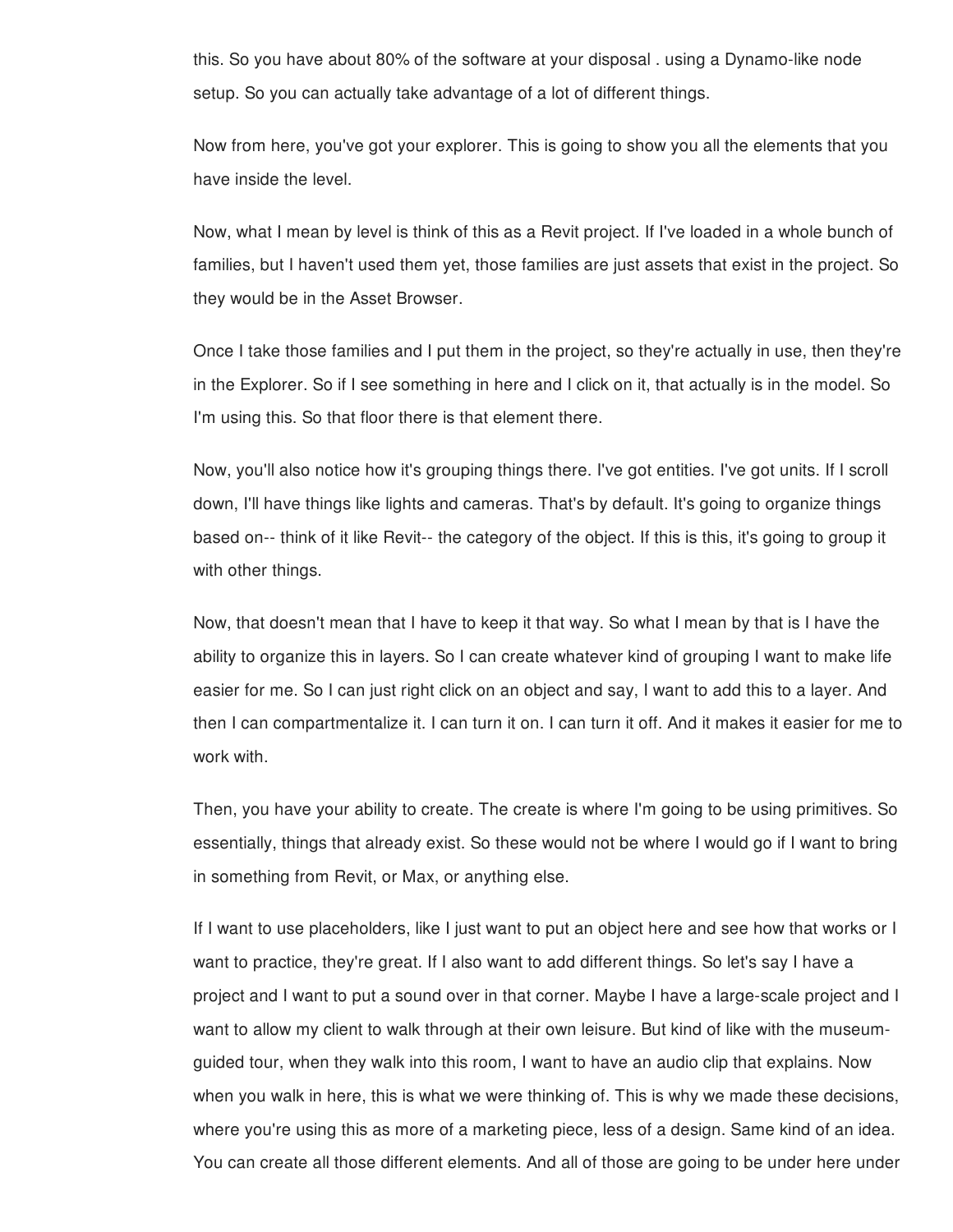this. So you have about 80% of the software at your disposal . using a Dynamo-like node setup. So you can actually take advantage of a lot of different things.

Now from here, you've got your explorer. This is going to show you all the elements that you have inside the level.

Now, what I mean by level is think of this as a Revit project. If I've loaded in a whole bunch of families, but I haven't used them yet, those families are just assets that exist in the project. So they would be in the Asset Browser.

Once I take those families and I put them in the project, so they're actually in use, then they're in the Explorer. So if I see something in here and I click on it, that actually is in the model. So I'm using this. So that floor there is that element there.

Now, you'll also notice how it's grouping things there. I've got entities. I've got units. If I scroll down, I'll have things like lights and cameras. That's by default. It's going to organize things based on-- think of it like Revit-- the category of the object. If this is this, it's going to group it with other things.

Now, that doesn't mean that I have to keep it that way. So what I mean by that is I have the ability to organize this in layers. So I can create whatever kind of grouping I want to make life easier for me. So I can just right click on an object and say, I want to add this to a layer. And then I can compartmentalize it. I can turn it on. I can turn it off. And it makes it easier for me to work with.

Then, you have your ability to create. The create is where I'm going to be using primitives. So essentially, things that already exist. So these would not be where I would go if I want to bring in something from Revit, or Max, or anything else.

If I want to use placeholders, like I just want to put an object here and see how that works or I want to practice, they're great. If I also want to add different things. So let's say I have a project and I want to put a sound over in that corner. Maybe I have a large-scale project and I want to allow my client to walk through at their own leisure. But kind of like with the museum-guided tour, when they walk into this room, I want to have an audio clip that explains. Now when you walk in here, this is what we were thinking of. This is why we made these decisions, where you're using this as more of a marketing piece, less of a design. Same kind of an idea. You can create all those different elements. And all of those are going to be under here under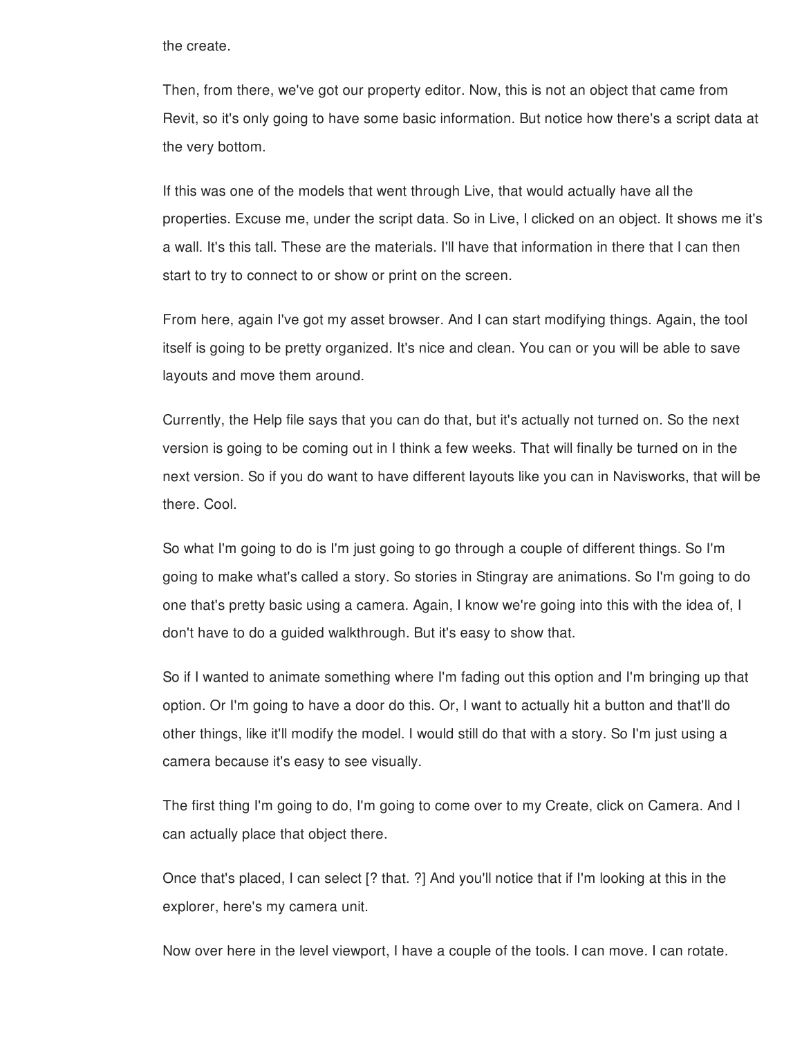the create.

Then, from there, we've got our property editor. Now, this is not an object that came from Revit, so it's only going to have some basic information. But notice how there's a script data at the very bottom.

If this was one of the models that went through Live, that would actually have all the properties. Excuse me, under the script data. So in Live, I clicked on an object. It shows me it's a wall. It's this tall. These are the materials. I'll have that information in there that I can then start to try to connect to or show or print on the screen.

From here, again I've got my asset browser. And I can start modifying things. Again, the tool itself is going to be pretty organized. It's nice and clean. You can or you will be able to save layouts and move them around.

Currently, the Help file says that you can do that, but it's actually not turned on. So the next version is going to be coming out in I think a few weeks. That will finally be turned on in the next version. So if you do want to have different layouts like you can in Navisworks, that will be there. Cool.

So what I'm going to do is I'm just going to go through a couple of different things. So I'm going to make what's called a story. So stories in Stingray are animations. So I'm going to do one that's pretty basic using a camera. Again, I know we're going into this with the idea of, I don't have to do a guided walkthrough. But it's easy to show that.

So if I wanted to animate something where I'm fading out this option and I'm bringing up that option. Or I'm going to have a door do this. Or, I want to actually hit a button and that'll do other things, like it'll modify the model. I would still do that with a story. So I'm just using a camera because it's easy to see visually.

The first thing I'm going to do, I'm going to come over to my Create, click on Camera. And I can actually place that object there.

Once that's placed, I can select [? that. ?] And you'll notice that if I'm looking at this in the explorer, here's my camera unit.

Now over here in the level viewport, I have a couple of the tools. I can move. I can rotate.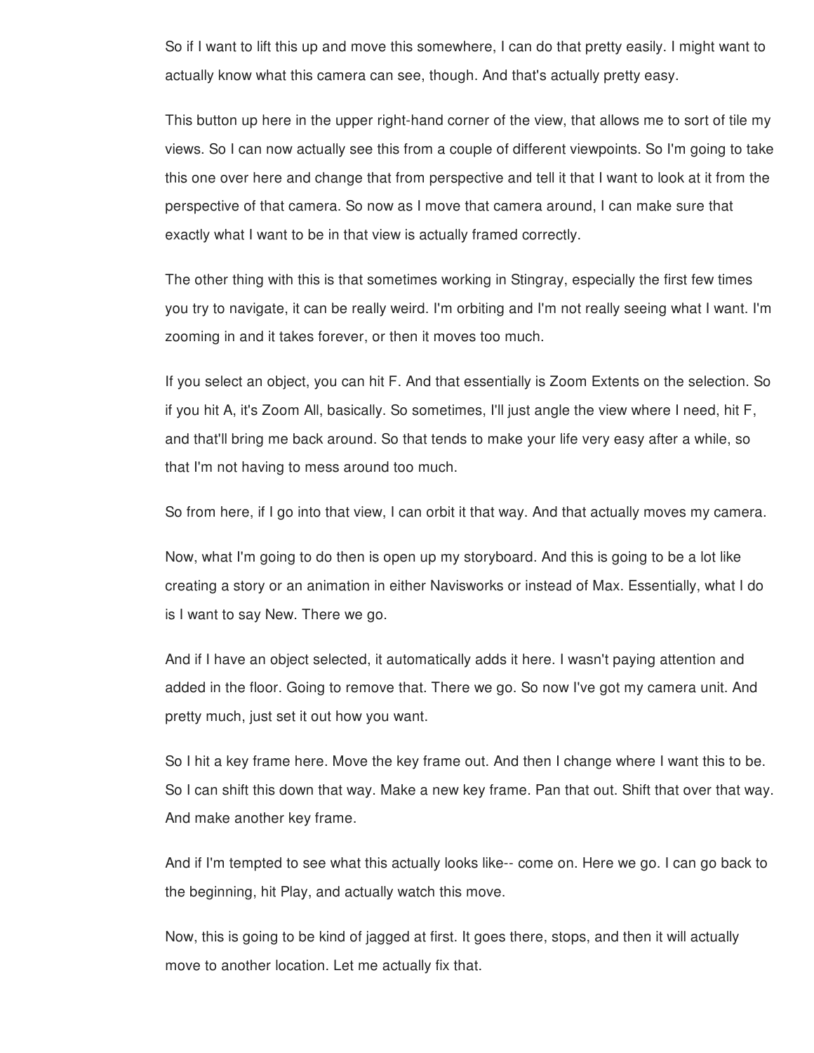So if I want to lift this up and move this somewhere, I can do that pretty easily. I might want to actually know what this camera can see, though. And that's actually pretty easy.

This button up here in the upper right-hand corner of the view, that allows me to sort of tile my views. So I can now actually see this from a couple of different viewpoints. So I'm going to take this one over here and change that from perspective and tell it that I want to look at it from the perspective of that camera. So now as I move that camera around, I can make sure that exactly what I want to be in that view is actually framed correctly.

The other thing with this is that sometimes working in Stingray, especially the first few times you try to navigate, it can be really weird. I'm orbiting and I'm not really seeing what I want. I'm zooming in and it takes forever, or then it moves too much.

If you select an object, you can hit F. And that essentially is Zoom Extents on the selection. So if you hit A, it's Zoom All, basically. So sometimes, I'll just angle the view where I need, hit F, and that'll bring me back around. So that tends to make your life very easy after a while, so that I'm not having to mess around too much.

So from here, if I go into that view, I can orbit it that way. And that actually moves my camera.

Now, what I'm going to do then is open up my storyboard. And this is going to be a lot like creating a story or an animation in either Navisworks or instead of Max. Essentially, what I do is I want to say New. There we go.

And if I have an object selected, it automatically adds it here. I wasn't paying attention and added in the floor. Going to remove that. There we go. So now I've got my camera unit. And pretty much, just set it out how you want.

So I hit a key frame here. Move the key frame out. And then I change where I want this to be. So I can shift this down that way. Make a new key frame. Pan that out. Shift that over that way. And make another key frame.

And if I'm tempted to see what this actually looks like-- come on. Here we go. I can go back to the beginning, hit Play, and actually watch this move.

Now, this is going to be kind of jagged at first. It goes there, stops, and then it will actually move to another location. Let me actually fix that.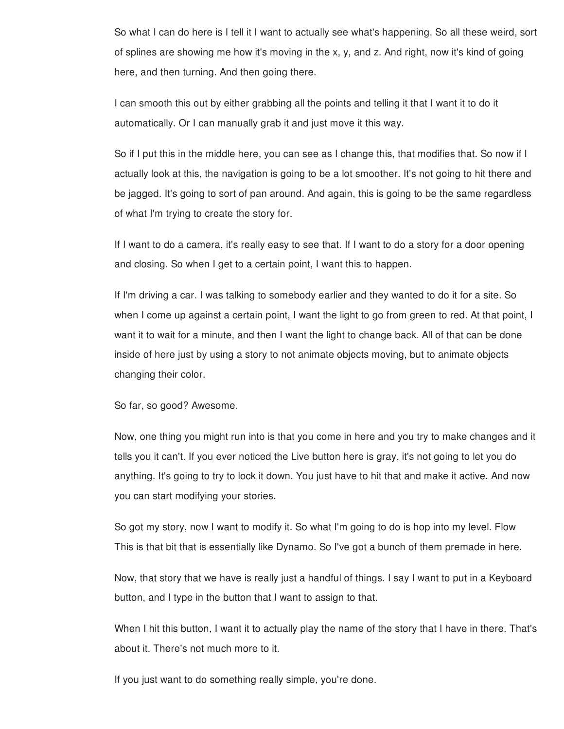So what I can do here is I tell it I want to actually see what's happening. So all these weird, sort of splines are showing me how it's moving in the x, y, and z. And right, now it's kind of going here, and then turning. And then going there.

I can smooth this out by either grabbing all the points and telling it that I want it to do it automatically. Or I can manually grab it and just move it this way.

So if I put this in the middle here, you can see as I change this, that modifies that. So now if I actually look at this, the navigation is going to be a lot smoother. It's not going to hit there and be jagged. It's going to sort of pan around. And again, this is going to be the same regardless of what I'm trying to create the story for.

If I want to do a camera, it's really easy to see that. If I want to do a story for a door opening and closing. So when I get to a certain point, I want this to happen.

If I'm driving a car. I was talking to somebody earlier and they wanted to do it for a site. So when I come up against a certain point, I want the light to go from green to red. At that point, I want it to wait for a minute, and then I want the light to change back. All of that can be done inside of here just by using a story to not animate objects moving, but to animate objects changing their color.

So far, so good? Awesome.

Now, one thing you might run into is that you come in here and you try to make changes and it tells you it can't. If you ever noticed the Live button here is gray, it's not going to let you do anything. It's going to try to lock it down. You just have to hit that and make it active. And now you can start modifying your stories.

So got my story, now I want to modify it. So what I'm going to do is hop into my level. Flow This is that bit that is essentially like Dynamo. So I've got a bunch of them premade in here.

Now, that story that we have is really just a handful of things. I say I want to put in a Keyboard button, and I type in the button that I want to assign to that.

When I hit this button, I want it to actually play the name of the story that I have in there. That's about it. There's not much more to it.

If you just want to do something really simple, you're done.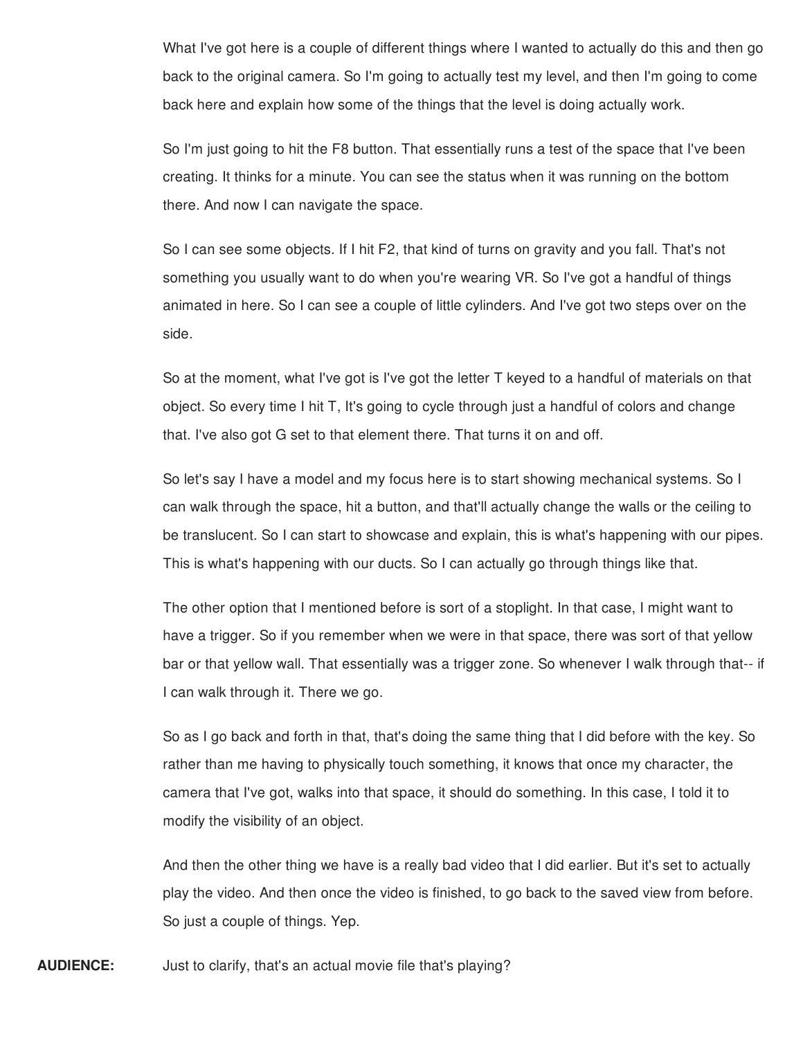What I've got here is a couple of different things where I wanted to actually do this and then go back to the original camera. So I'm going to actually test my level, and then I'm going to come back here and explain how some of the things that the level is doing actually work.

So I'm just going to hit the F8 button. That essentially runs a test of the space that I've been creating. It thinks for a minute. You can see the status when it was running on the bottom there. And now I can navigate the space.

So I can see some objects. If I hit F2, that kind of turns on gravity and you fall. That's not something you usually want to do when you're wearing VR. So I've got a handful of things animated in here. So I can see a couple of little cylinders. And I've got two steps over on the side.

So at the moment, what I've got is I've got the letter T keyed to a handful of materials on that object. So every time I hit T, It's going to cycle through just a handful of colors and change that. I've also got G set to that element there. That turns it on and off.

So let's say I have a model and my focus here is to start showing mechanical systems. So I can walk through the space, hit a button, and that'll actually change the walls or the ceiling to be translucent. So I can start to showcase and explain, this is what's happening with our pipes. This is what's happening with our ducts. So I can actually go through things like that.

The other option that I mentioned before is sort of a stoplight. In that case, I might want to have a trigger. So if you remember when we were in that space, there was sort of that yellow bar or that yellow wall. That essentially was a trigger zone. So whenever I walk through that-- if I can walk through it. There we go.

So as I go back and forth in that, that's doing the same thing that I did before with the key. So rather than me having to physically touch something, it knows that once my character, the camera that I've got, walks into that space, it should do something. In this case, I told it to modify the visibility of an object.

And then the other thing we have is a really bad video that I did earlier. But it's set to actually play the video. And then once the video is finished, to go back to the saved view from before. So just a couple of things. Yep.

**AUDIENCE:** Just to clarify, that's an actual movie file that's playing?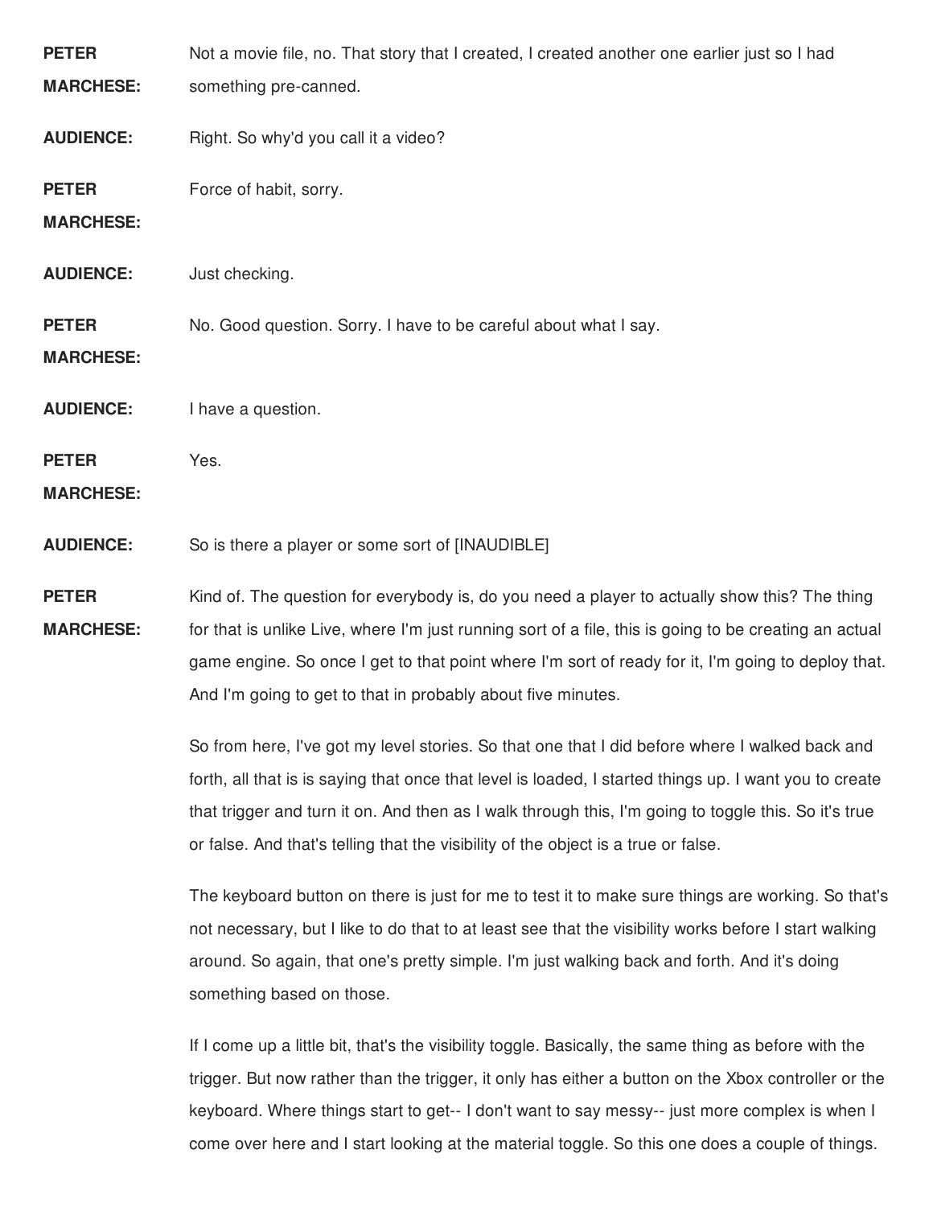**PETER MARCHESE:** Not a movie file, no. That story that I created, I created another one earlier just so I had something pre-canned.

**AUDIENCE:** Right. So why'd you call it a video?

**PETER MARCHESE:** Force of habit, sorry.

**AUDIENCE:** Just checking.

**PETER MARCHESE:** No. Good question. Sorry. I have to be careful about what I say.

**AUDIENCE:** I have a question.

**PETER MARCHESE:** Yes.

**AUDIENCE:** So is there a player or some sort of [INAUDIBLE]

**PETER MARCHESE:** Kind of. The question for everybody is, do you need a player to actually show this? The thing for that is unlike Live, where I'm just running sort of a file, this is going to be creating an actual game engine. So once I get to that point where I'm sort of ready for it, I'm going to deploy that. And I'm going to get to that in probably about five minutes.

So from here, I've got my level stories. So that one that I did before where I walked back and forth, all that is is saying that once that level is loaded, I started things up. I want you to create that trigger and turn it on. And then as I walk through this, I'm going to toggle this. So it's true or false. And that's telling that the visibility of the object is a true or false.

The keyboard button on there is just for me to test it to make sure things are working. So that's not necessary, but I like to do that to at least see that the visibility works before I start walking around. So again, that one's pretty simple. I'm just walking back and forth. And it's doing something based on those.

If I come up a little bit, that's the visibility toggle. Basically, the same thing as before with the trigger. But now rather than the trigger, it only has either a button on the Xbox controller or the keyboard. Where things start to get-- I don't want to say messy-- just more complex is when I come over here and I start looking at the material toggle. So this one does a couple of things.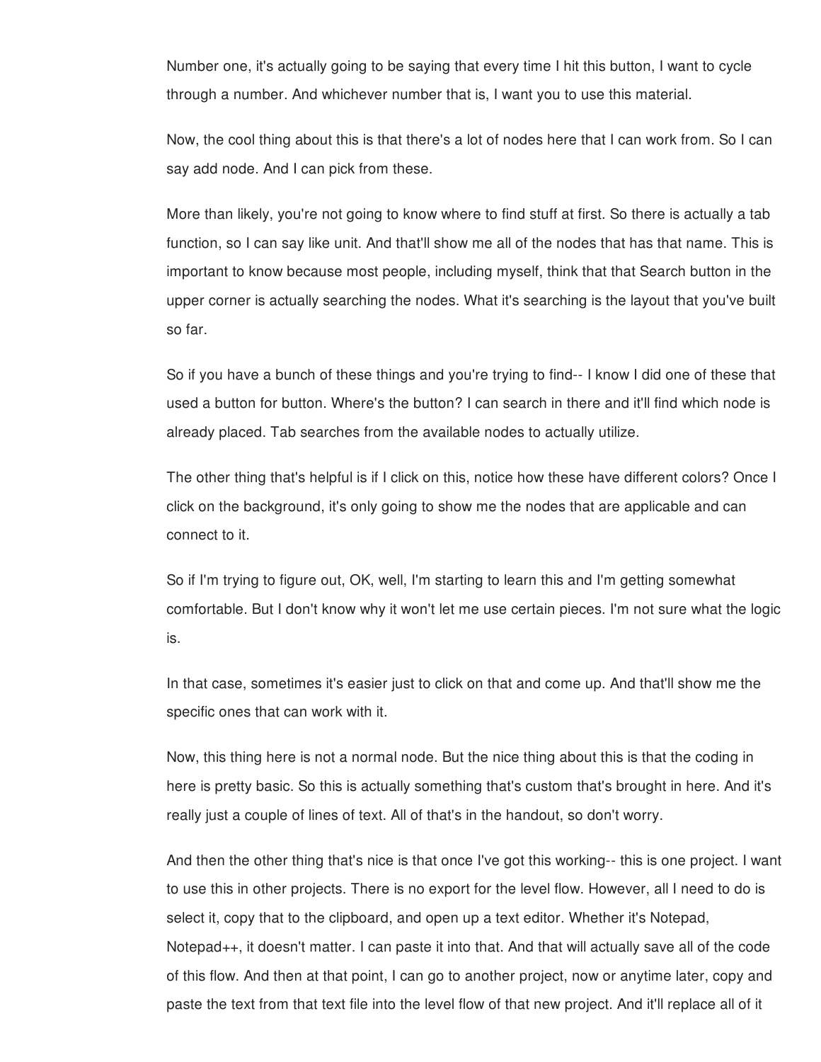Number one, it's actually going to be saying that every time I hit this button, I want to cycle through a number. And whichever number that is, I want you to use this material.

Now, the cool thing about this is that there's a lot of nodes here that I can work from. So I can say add node. And I can pick from these.

More than likely, you're not going to know where to find stuff at first. So there is actually a tab function, so I can say like unit. And that'll show me all of the nodes that has that name. This is important to know because most people, including myself, think that that Search button in the upper corner is actually searching the nodes. What it's searching is the layout that you've built so far.

So if you have a bunch of these things and you're trying to find-- I know I did one of these that used a button for button. Where's the button? I can search in there and it'll find which node is already placed. Tab searches from the available nodes to actually utilize.

The other thing that's helpful is if I click on this, notice how these have different colors? Once I click on the background, it's only going to show me the nodes that are applicable and can connect to it.

So if I'm trying to figure out, OK, well, I'm starting to learn this and I'm getting somewhat comfortable. But I don't know why it won't let me use certain pieces. I'm not sure what the logic is.

In that case, sometimes it's easier just to click on that and come up. And that'll show me the specific ones that can work with it.

Now, this thing here is not a normal node. But the nice thing about this is that the coding in here is pretty basic. So this is actually something that's custom that's brought in here. And it's really just a couple of lines of text. All of that's in the handout, so don't worry.

And then the other thing that's nice is that once I've got this working-- this is one project. I want to use this in other projects. There is no export for the level flow. However, all I need to do is select it, copy that to the clipboard, and open up a text editor. Whether it's Notepad, Notepad++, it doesn't matter. I can paste it into that. And that will actually save all of the code of this flow. And then at that point, I can go to another project, now or anytime later, copy and paste the text from that text file into the level flow of that new project. And it'll replace all of it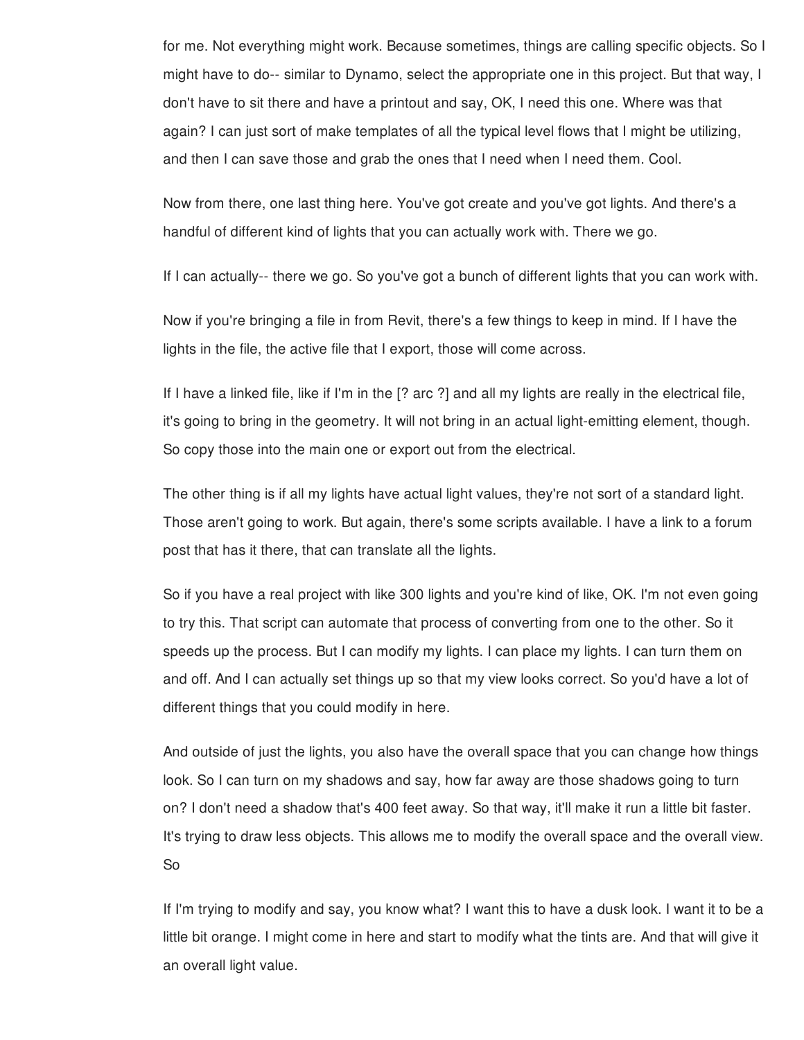for me. Not everything might work. Because sometimes, things are calling specific objects. So I might have to do-- similar to Dynamo, select the appropriate one in this project. But that way, I don't have to sit there and have a printout and say, OK, I need this one. Where was that again? I can just sort of make templates of all the typical level flows that I might be utilizing, and then I can save those and grab the ones that I need when I need them. Cool.

Now from there, one last thing here. You've got create and you've got lights. And there's a handful of different kind of lights that you can actually work with. There we go.

If I can actually-- there we go. So you've got a bunch of different lights that you can work with.

Now if you're bringing a file in from Revit, there's a few things to keep in mind. If I have the lights in the file, the active file that I export, those will come across.

If I have a linked file, like if I'm in the [? arc ?] and all my lights are really in the electrical file, it's going to bring in the geometry. It will not bring in an actual light-emitting element, though. So copy those into the main one or export out from the electrical.

The other thing is if all my lights have actual light values, they're not sort of a standard light. Those aren't going to work. But again, there's some scripts available. I have a link to a forum post that has it there, that can translate all the lights.

So if you have a real project with like 300 lights and you're kind of like, OK. I'm not even going to try this. That script can automate that process of converting from one to the other. So it speeds up the process. But I can modify my lights. I can place my lights. I can turn them on and off. And I can actually set things up so that my view looks correct. So you'd have a lot of different things that you could modify in here.

And outside of just the lights, you also have the overall space that you can change how things look. So I can turn on my shadows and say, how far away are those shadows going to turn on? I don't need a shadow that's 400 feet away. So that way, it'll make it run a little bit faster. It's trying to draw less objects. This allows me to modify the overall space and the overall view. So

If I'm trying to modify and say, you know what? I want this to have a dusk look. I want it to be a little bit orange. I might come in here and start to modify what the tints are. And that will give it an overall light value.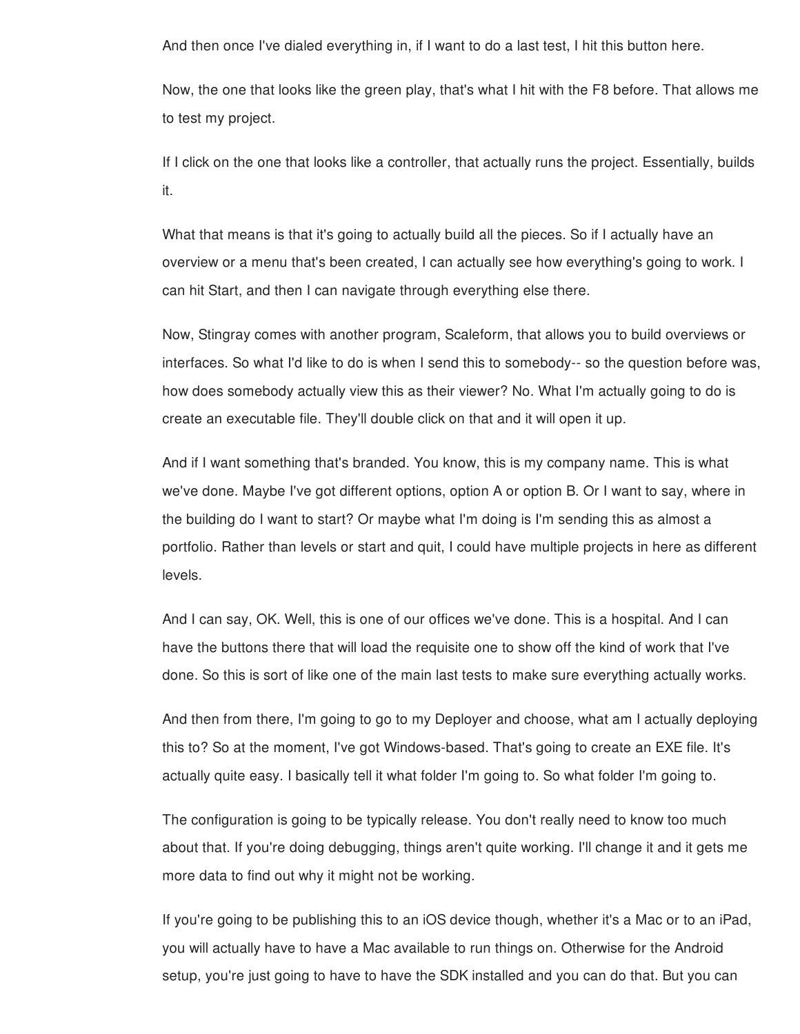And then once I've dialed everything in, if I want to do a last test, I hit this button here.

Now, the one that looks like the green play, that's what I hit with the F8 before. That allows me to test my project.

If I click on the one that looks like a controller, that actually runs the project. Essentially, builds it.

What that means is that it's going to actually build all the pieces. So if I actually have an overview or a menu that's been created, I can actually see how everything's going to work. I can hit Start, and then I can navigate through everything else there.

Now, Stingray comes with another program, Scaleform, that allows you to build overviews or interfaces. So what I'd like to do is when I send this to somebody-- so the question before was, how does somebody actually view this as their viewer? No. What I'm actually going to do is create an executable file. They'll double click on that and it will open it up.

And if I want something that's branded. You know, this is my company name. This is what we've done. Maybe I've got different options, option A or option B. Or I want to say, where in the building do I want to start? Or maybe what I'm doing is I'm sending this as almost a portfolio. Rather than levels or start and quit, I could have multiple projects in here as different levels.

And I can say, OK. Well, this is one of our offices we've done. This is a hospital. And I can have the buttons there that will load the requisite one to show off the kind of work that I've done. So this is sort of like one of the main last tests to make sure everything actually works.

And then from there, I'm going to go to my Deployer and choose, what am I actually deploying this to? So at the moment, I've got Windows-based. That's going to create an EXE file. It's actually quite easy. I basically tell it what folder I'm going to. So what folder I'm going to.

The configuration is going to be typically release. You don't really need to know too much about that. If you're doing debugging, things aren't quite working. I'll change it and it gets me more data to find out why it might not be working.

If you're going to be publishing this to an iOS device though, whether it's a Mac or to an iPad, you will actually have to have a Mac available to run things on. Otherwise for the Android setup, you're just going to have to have the SDK installed and you can do that. But you can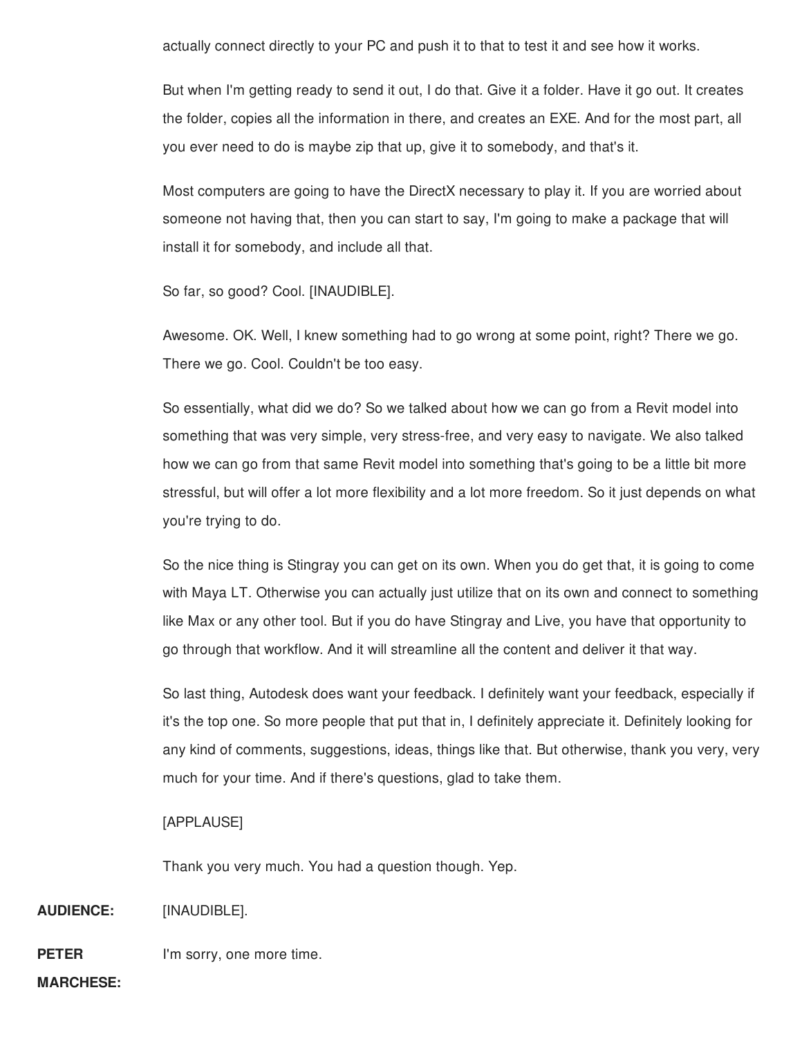actually connect directly to your PC and push it to that to test it and see how it works.

But when I'm getting ready to send it out, I do that. Give it a folder. Have it go out. It creates the folder, copies all the information in there, and creates an EXE. And for the most part, all you ever need to do is maybe zip that up, give it to somebody, and that's it.

Most computers are going to have the DirectX necessary to play it. If you are worried about someone not having that, then you can start to say, I'm going to make a package that will install it for somebody, and include all that.

So far, so good? Cool. [INAUDIBLE].

Awesome. OK. Well, I knew something had to go wrong at some point, right? There we go. There we go. Cool. Couldn't be too easy.

So essentially, what did we do? So we talked about how we can go from a Revit model into something that was very simple, very stress-free, and very easy to navigate. We also talked how we can go from that same Revit model into something that's going to be a little bit more stressful, but will offer a lot more flexibility and a lot more freedom. So it just depends on what you're trying to do.

So the nice thing is Stingray you can get on its own. When you do get that, it is going to come with Maya LT. Otherwise you can actually just utilize that on its own and connect to something like Max or any other tool. But if you do have Stingray and Live, you have that opportunity to go through that workflow. And it will streamline all the content and deliver it that way.

So last thing, Autodesk does want your feedback. I definitely want your feedback, especially if it's the top one. So more people that put that in, I definitely appreciate it. Definitely looking for any kind of comments, suggestions, ideas, things like that. But otherwise, thank you very, very much for your time. And if there's questions, glad to take them.

[APPLAUSE]

Thank you very much. You had a question though. Yep.

**AUDIENCE:** [INAUDIBLE].

**PETER MARCHESE:** I'm sorry, one more time.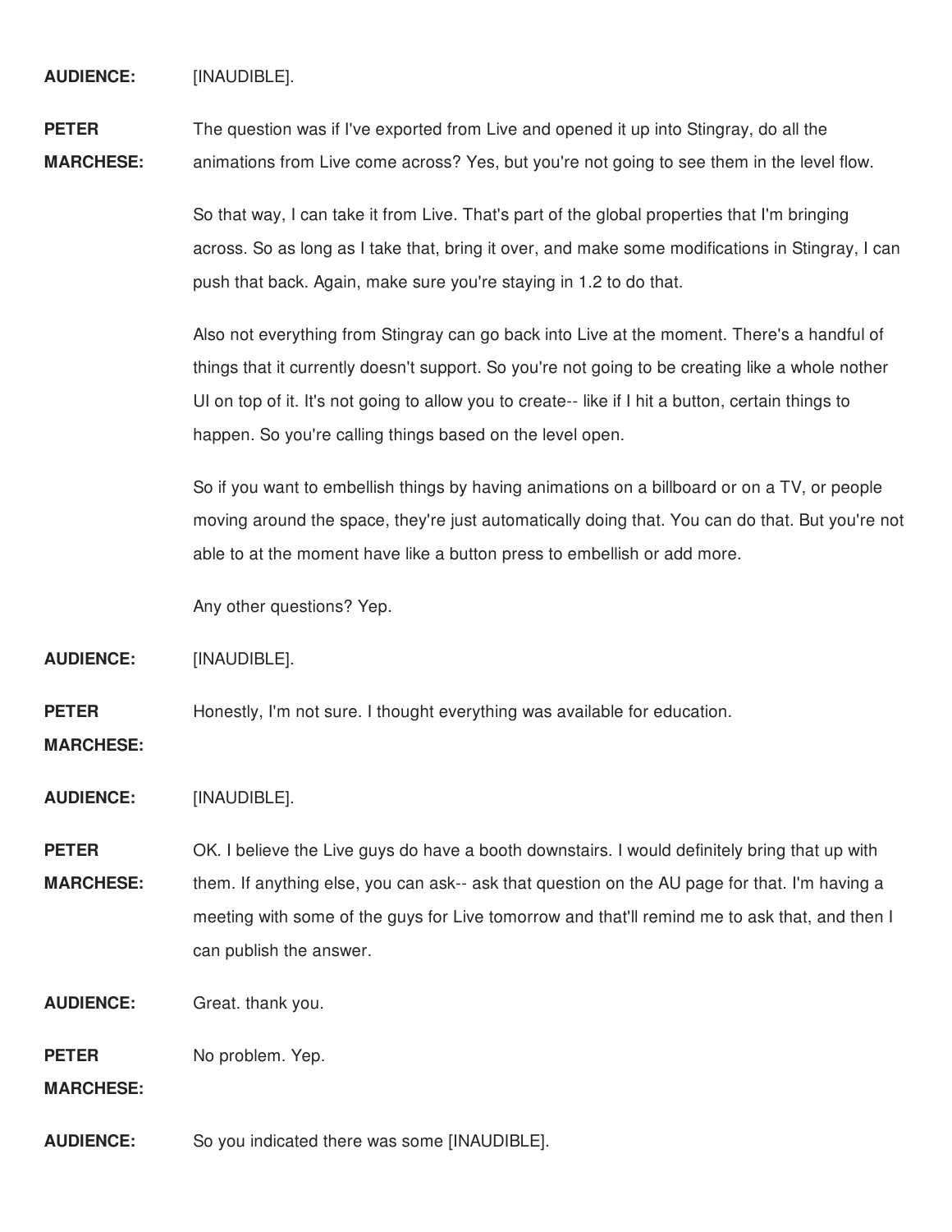**AUDIENCE:** [INAUDIBLE].

**PETER MARCHESE:** The question was if I've exported from Live and opened it up into Stingray, do all the animations from Live come across? Yes, but you're not going to see them in the level flow.

So that way, I can take it from Live. That's part of the global properties that I'm bringing across. So as long as I take that, bring it over, and make some modifications in Stingray, I can push that back. Again, make sure you're staying in 1.2 to do that.

Also not everything from Stingray can go back into Live at the moment. There's a handful of things that it currently doesn't support. So you're not going to be creating like a whole nother UI on top of it. It's not going to allow you to create-- like if I hit a button, certain things to happen. So you're calling things based on the level open.

So if you want to embellish things by having animations on a billboard or on a TV, or people moving around the space, they're just automatically doing that. You can do that. But you're not able to at the moment have like a button press to embellish or add more.

Any other questions? Yep.

**AUDIENCE:** [INAUDIBLE].

**PETER MARCHESE:** Honestly, I'm not sure. I thought everything was available for education.

**AUDIENCE:** [INAUDIBLE].

**PETER MARCHESE:** OK. I believe the Live guys do have a booth downstairs. I would definitely bring that up with them. If anything else, you can ask-- ask that question on the AU page for that. I'm having a meeting with some of the guys for Live tomorrow and that'll remind me to ask that, and then I can publish the answer.

**AUDIENCE:** Great. thank you.

**PETER MARCHESE:** No problem. Yep.

**AUDIENCE:** So you indicated there was some [INAUDIBLE].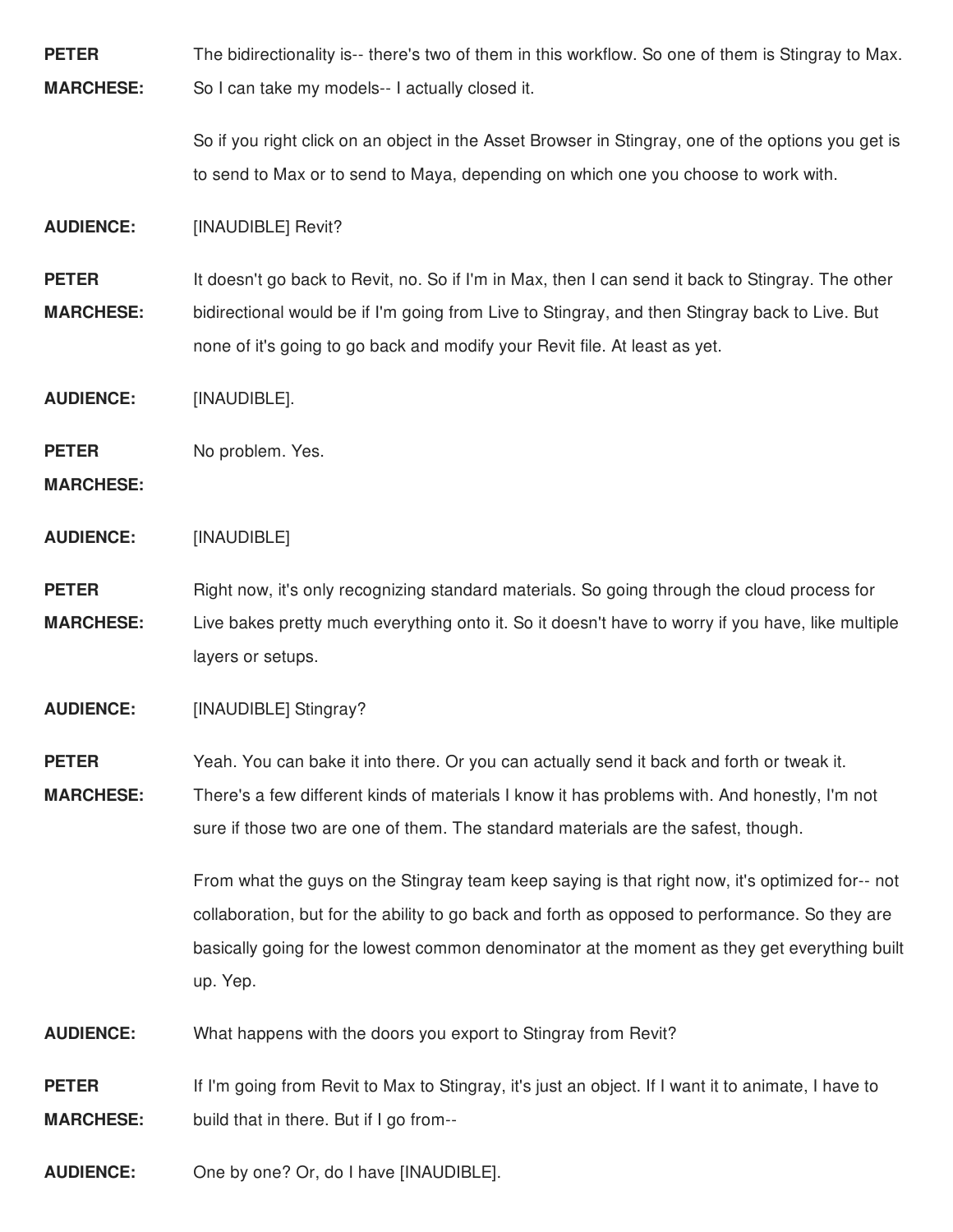**PETER MARCHESE:** The bidirectionality is-- there's two of them in this workflow. So one of them is Stingray to Max. So I can take my models-- I actually closed it.

So if you right click on an object in the Asset Browser in Stingray, one of the options you get is to send to Max or to send to Maya, depending on which one you choose to work with.

**AUDIENCE:** [INAUDIBLE] Revit?

**PETER MARCHESE:** It doesn't go back to Revit, no. So if I'm in Max, then I can send it back to Stingray. The other bidirectional would be if I'm going from Live to Stingray, and then Stingray back to Live. But none of it's going to go back and modify your Revit file. At least as yet.

**AUDIENCE:** [INAUDIBLE].

**PETER MARCHESE:** No problem. Yes.

**AUDIENCE:** [INAUDIBLE]

**PETER MARCHESE:** Right now, it's only recognizing standard materials. So going through the cloud process for Live bakes pretty much everything onto it. So it doesn't have to worry if you have, like multiple layers or setups.

**AUDIENCE:** [INAUDIBLE] Stingray?

**PETER MARCHESE:** Yeah. You can bake it into there. Or you can actually send it back and forth or tweak it. There's a few different kinds of materials I know it has problems with. And honestly, I'm not sure if those two are one of them. The standard materials are the safest, though.

From what the guys on the Stingray team keep saying is that right now, it's optimized for-- not collaboration, but for the ability to go back and forth as opposed to performance. So they are basically going for the lowest common denominator at the moment as they get everything built up. Yep.

**AUDIENCE:** What happens with the doors you export to Stingray from Revit?

**PETER MARCHESE:** If I'm going from Revit to Max to Stingray, it's just an object. If I want it to animate, I have to build that in there. But if I go from--

**AUDIENCE:** One by one? Or, do I have [INAUDIBLE].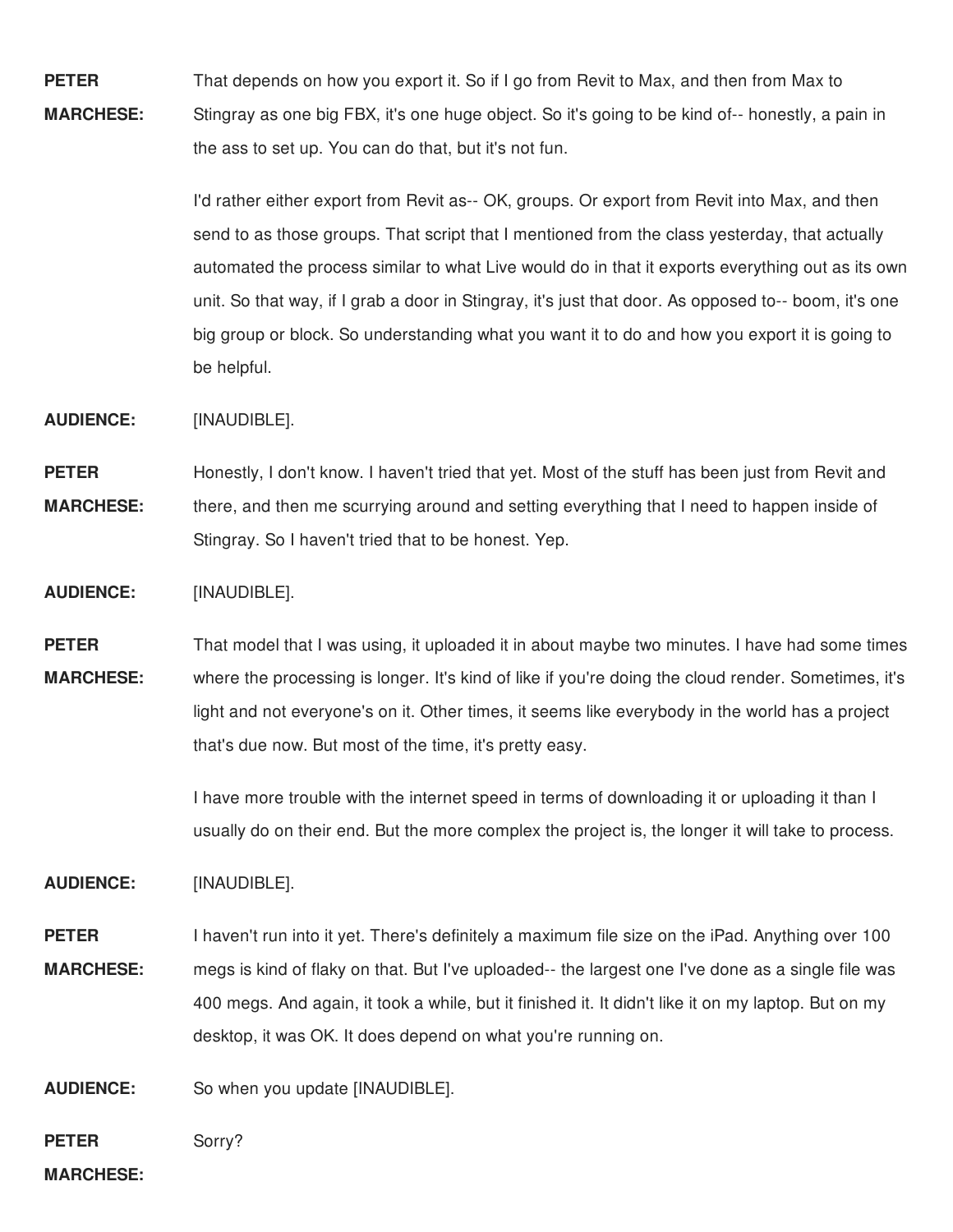**PETER MARCHESE:** That depends on how you export it. So if I go from Revit to Max, and then from Max to Stingray as one big FBX, it's one huge object. So it's going to be kind of-- honestly, a pain in the ass to set up. You can do that, but it's not fun.

I'd rather either export from Revit as-- OK, groups. Or export from Revit into Max, and then send to as those groups. That script that I mentioned from the class yesterday, that actually automated the process similar to what Live would do in that it exports everything out as its own unit. So that way, if I grab a door in Stingray, it's just that door. As opposed to-- boom, it's one big group or block. So understanding what you want it to do and how you export it is going to be helpful.

**AUDIENCE:** [INAUDIBLE].

**PETER MARCHESE:** Honestly, I don't know. I haven't tried that yet. Most of the stuff has been just from Revit and there, and then me scurrying around and setting everything that I need to happen inside of Stingray. So I haven't tried that to be honest. Yep.

**AUDIENCE:** [INAUDIBLE].

**PETER MARCHESE:** That model that I was using, it uploaded it in about maybe two minutes. I have had some times where the processing is longer. It's kind of like if you're doing the cloud render. Sometimes, it's light and not everyone's on it. Other times, it seems like everybody in the world has a project that's due now. But most of the time, it's pretty easy.

I have more trouble with the internet speed in terms of downloading it or uploading it than I usually do on their end. But the more complex the project is, the longer it will take to process.

**AUDIENCE:** [INAUDIBLE].

**PETER MARCHESE:** I haven't run into it yet. There's definitely a maximum file size on the iPad. Anything over 100 megs is kind of flaky on that. But I've uploaded-- the largest one I've done as a single file was 400 megs. And again, it took a while, but it finished it. It didn't like it on my laptop. But on my desktop, it was OK. It does depend on what you're running on.

**AUDIENCE:** So when you update [INAUDIBLE].

**PETER MARCHESE:** Sorry?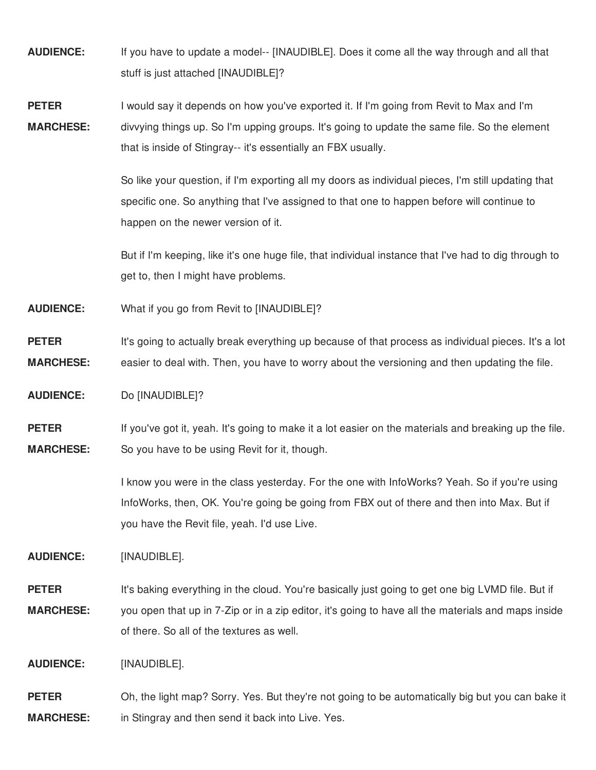**AUDIENCE:** If you have to update a model-- [INAUDIBLE]. Does it come all the way through and all that stuff is just attached [INAUDIBLE]?

**PETER MARCHESE:** I would say it depends on how you've exported it. If I'm going from Revit to Max and I'm divvying things up. So I'm upping groups. It's going to update the same file. So the element that is inside of Stingray-- it's essentially an FBX usually.

So like your question, if I'm exporting all my doors as individual pieces, I'm still updating that specific one. So anything that I've assigned to that one to happen before will continue to happen on the newer version of it.

But if I'm keeping, like it's one huge file, that individual instance that I've had to dig through to get to, then I might have problems.

**AUDIENCE:** What if you go from Revit to [INAUDIBLE]?

**PETER MARCHESE:** It's going to actually break everything up because of that process as individual pieces. It's a lot easier to deal with. Then, you have to worry about the versioning and then updating the file.

**AUDIENCE:** Do [INAUDIBLE]?

**PETER MARCHESE:** If you've got it, yeah. It's going to make it a lot easier on the materials and breaking up the file. So you have to be using Revit for it, though.

I know you were in the class yesterday. For the one with InfoWorks? Yeah. So if you're using InfoWorks, then, OK. You're going be going from FBX out of there and then into Max. But if you have the Revit file, yeah. I'd use Live.

**AUDIENCE:** [INAUDIBLE].

**PETER MARCHESE:** It's baking everything in the cloud. You're basically just going to get one big LVMD file. But if you open that up in 7-Zip or in a zip editor, it's going to have all the materials and maps inside of there. So all of the textures as well.

**AUDIENCE:** [INAUDIBLE].

**PETER MARCHESE:** Oh, the light map? Sorry. Yes. But they're not going to be automatically big but you can bake it in Stingray and then send it back into Live. Yes.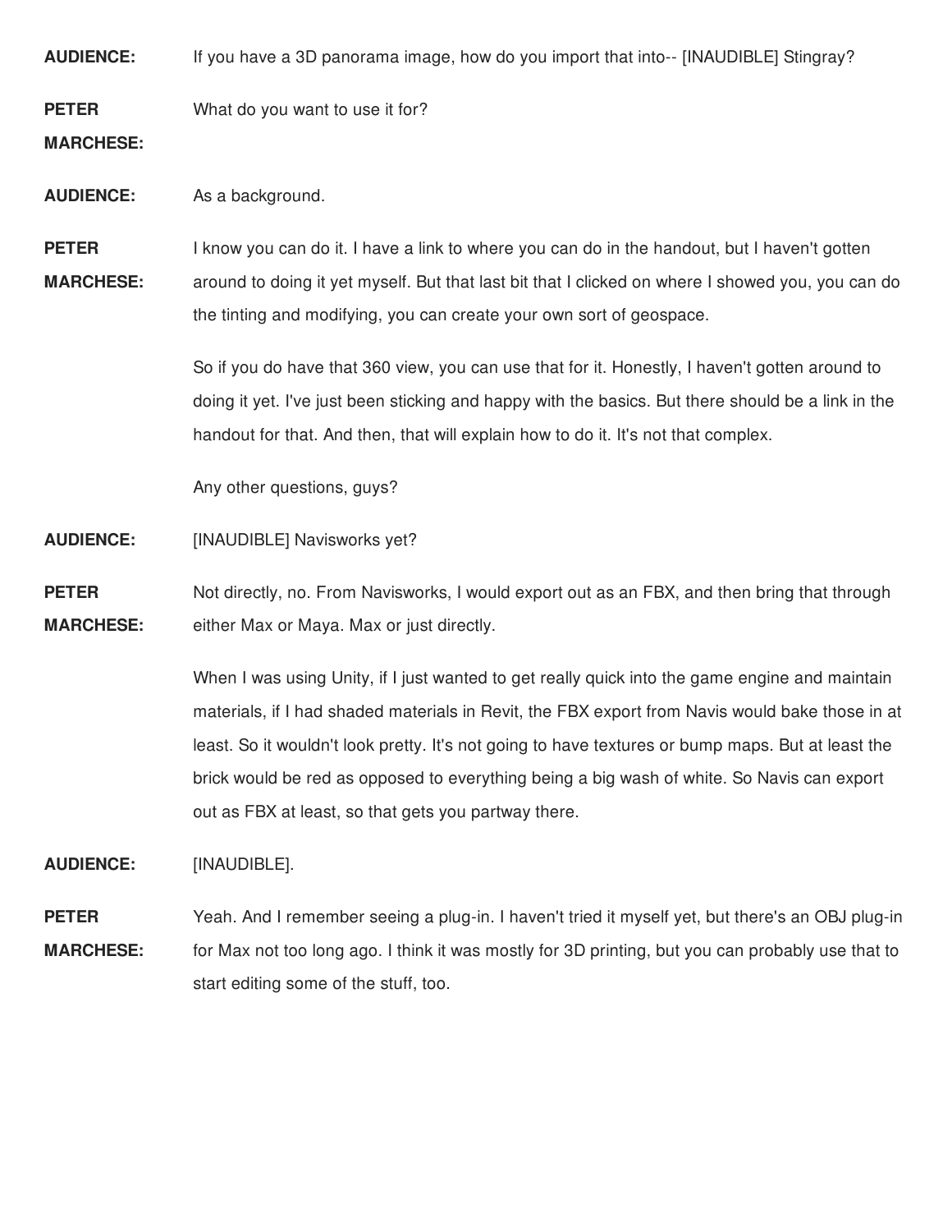**AUDIENCE:** If you have a 3D panorama image, how do you import that into-- [INAUDIBLE] Stingray?

**PETER MARCHESE:** What do you want to use it for?

**AUDIENCE:** As a background.

**PETER MARCHESE:** I know you can do it. I have a link to where you can do in the handout, but I haven't gotten around to doing it yet myself. But that last bit that I clicked on where I showed you, you can do the tinting and modifying, you can create your own sort of geospace.

So if you do have that 360 view, you can use that for it. Honestly, I haven't gotten around to doing it yet. I've just been sticking and happy with the basics. But there should be a link in the handout for that. And then, that will explain how to do it. It's not that complex.

Any other questions, guys?

**AUDIENCE:** [INAUDIBLE] Navisworks yet?

**PETER MARCHESE:** Not directly, no. From Navisworks, I would export out as an FBX, and then bring that through either Max or Maya. Max or just directly.

When I was using Unity, if I just wanted to get really quick into the game engine and maintain materials, if I had shaded materials in Revit, the FBX export from Navis would bake those in at least. So it wouldn't look pretty. It's not going to have textures or bump maps. But at least the brick would be red as opposed to everything being a big wash of white. So Navis can export out as FBX at least, so that gets you partway there.

**AUDIENCE:** [INAUDIBLE].

**PETER MARCHESE:** Yeah. And I remember seeing a plug-in. I haven't tried it myself yet, but there's an OBJ plug-in for Max not too long ago. I think it was mostly for 3D printing, but you can probably use that to start editing some of the stuff, too.